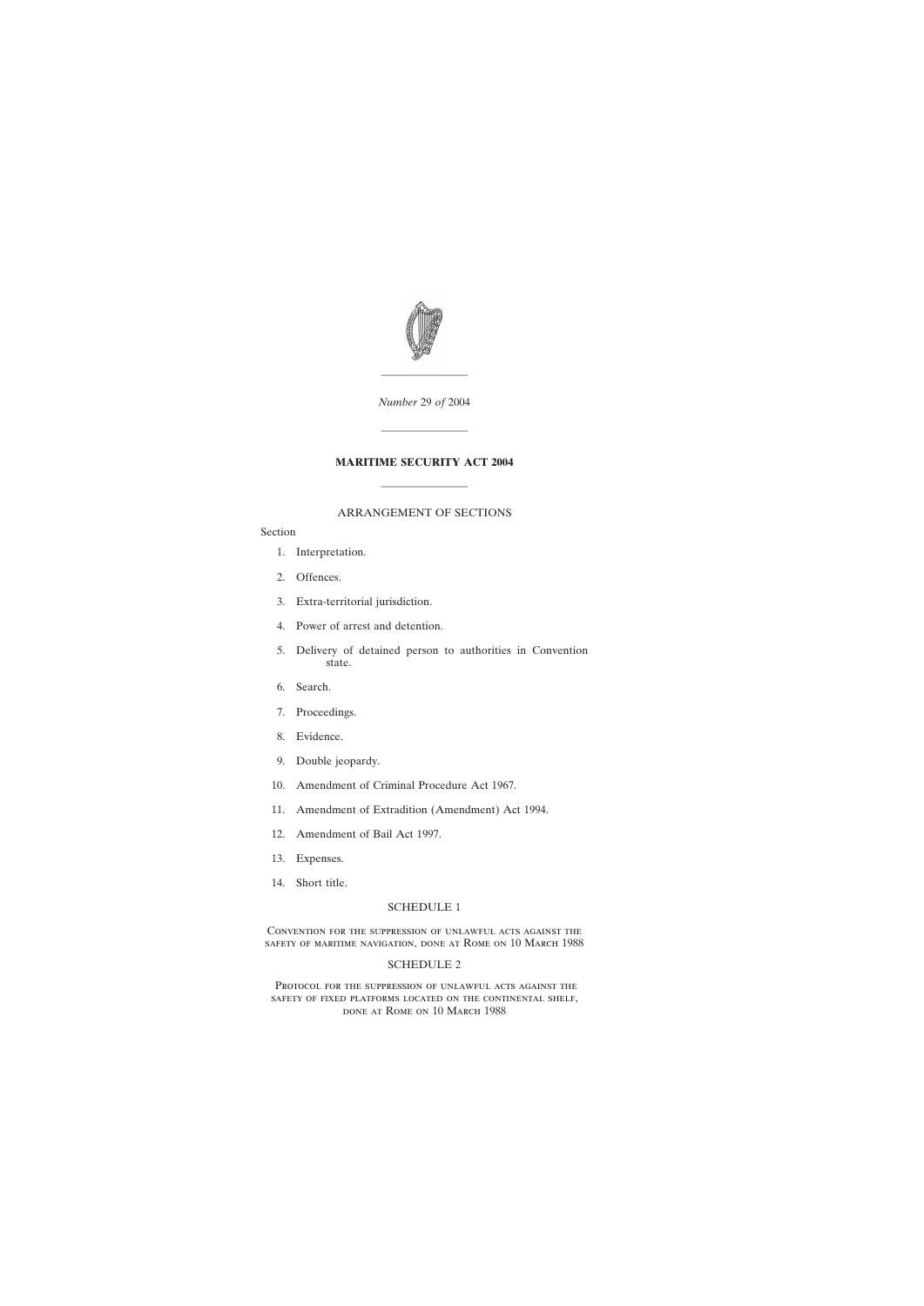*Number* 29 *of* 2004

---

# MARITIME SECURITY ACT 2004

---

## ARRANGEMENT OF SECTIONS

Section

1. Interpretation.
2. Offences.
3. Extra-territorial jurisdiction.
4. Power of arrest and detention.
5. Delivery of detained person to authorities in Convention state.
6. Search.
7. Proceedings.
8. Evidence.
9. Double jeopardy.
10. Amendment of Criminal Procedure Act 1967.
11. Amendment of Extradition (Amendment) Act 1994.
12. Amendment of Bail Act 1997.
13. Expenses.
14. Short title.

SCHEDULE 1

Convention for the suppression of unlawful acts against the safety of maritime navigation, done at Rome on 10 March 1988

SCHEDULE 2

Protocol for the suppression of unlawful acts against the safety of fixed platforms located on the continental shelf, done at Rome on 10 March 1988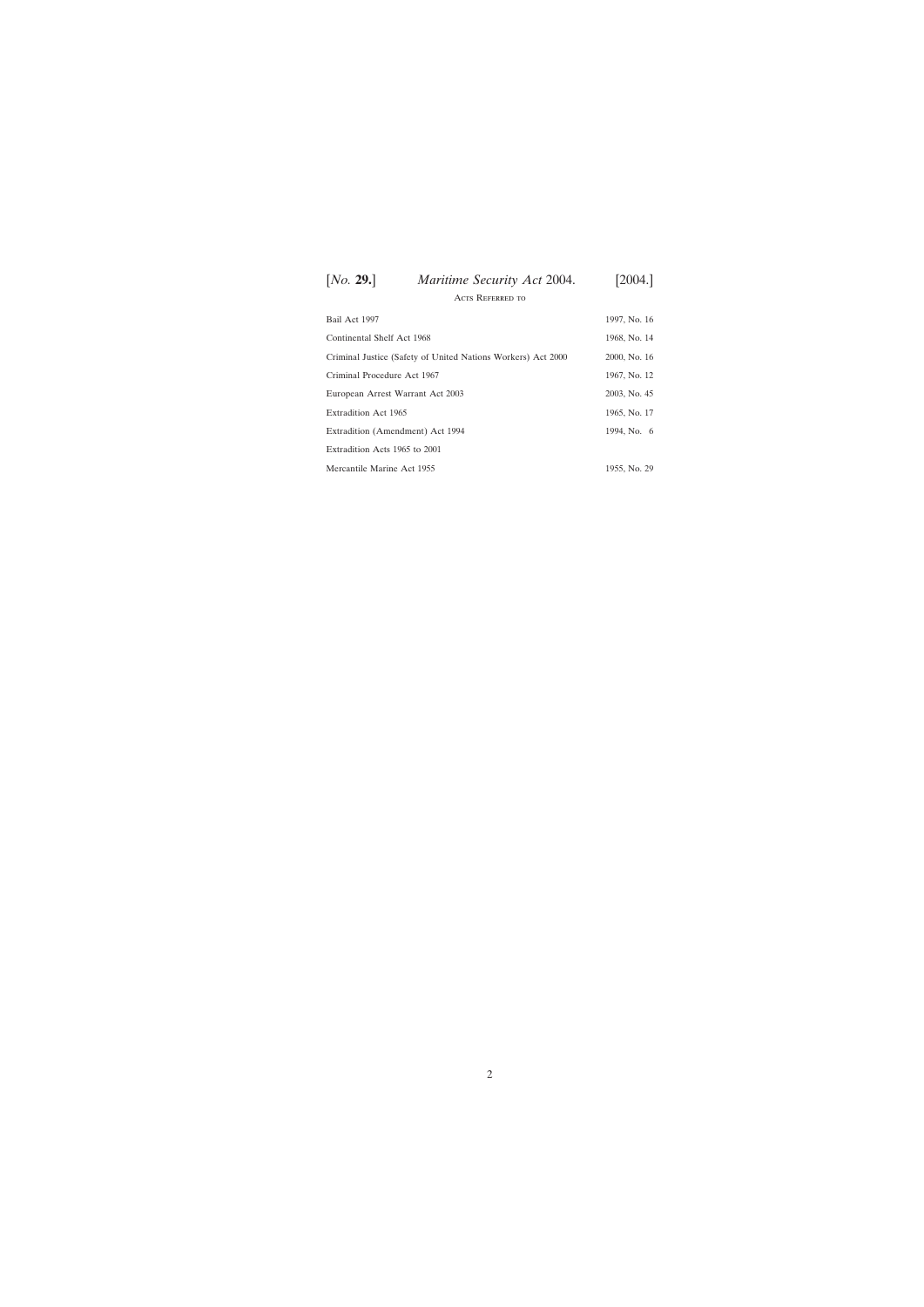## Acts Referred to

| | |
|---|---|
| Bail Act 1997 | 1997, No. 16 |
| Continental Shelf Act 1968 | 1968, No. 14 |
| Criminal Justice (Safety of United Nations Workers) Act 2000 | 2000, No. 16 |
| Criminal Procedure Act 1967 | 1967, No. 12 |
| European Arrest Warrant Act 2003 | 2003, No. 45 |
| Extradition Act 1965 | 1965, No. 17 |
| Extradition (Amendment) Act 1994 | 1994, No. 6 |
| Extradition Acts 1965 to 2001 | |
| Mercantile Marine Act 1955 | 1955, No. 29 |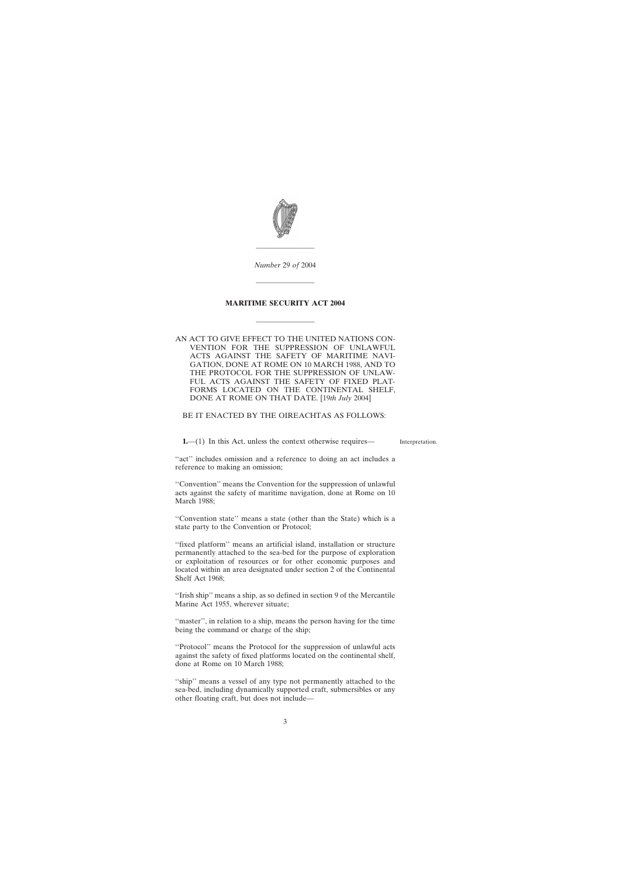*Number* 29 *of* 2004

**MARITIME SECURITY ACT 2004**

AN ACT TO GIVE EFFECT TO THE UNITED NATIONS CONVENTION FOR THE SUPPRESSION OF UNLAWFUL ACTS AGAINST THE SAFETY OF MARITIME NAVIGATION, DONE AT ROME ON 10 MARCH 1988, AND TO THE PROTOCOL FOR THE SUPPRESSION OF UNLAWFUL ACTS AGAINST THE SAFETY OF FIXED PLATFORMS LOCATED ON THE CONTINENTAL SHELF, DONE AT ROME ON THAT DATE. [19*th July* 2004]

BE IT ENACTED BY THE OIREACHTAS AS FOLLOWS:

Interpretation.

**1.**—(1) In this Act, unless the context otherwise requires—

''act'' includes omission and a reference to doing an act includes a reference to making an omission;

''Convention'' means the Convention for the suppression of unlawful acts against the safety of maritime navigation, done at Rome on 10 March 1988;

''Convention state'' means a state (other than the State) which is a state party to the Convention or Protocol;

''fixed platform'' means an artificial island, installation or structure permanently attached to the sea-bed for the purpose of exploration or exploitation of resources or for other economic purposes and located within an area designated under section 2 of the Continental Shelf Act 1968;

''Irish ship'' means a ship, as so defined in section 9 of the Mercantile Marine Act 1955, wherever situate;

''master'', in relation to a ship, means the person having for the time being the command or charge of the ship;

''Protocol'' means the Protocol for the suppression of unlawful acts against the safety of fixed platforms located on the continental shelf, done at Rome on 10 March 1988;

''ship'' means a vessel of any type not permanently attached to the sea-bed, including dynamically supported craft, submersibles or any other floating craft, but does not include—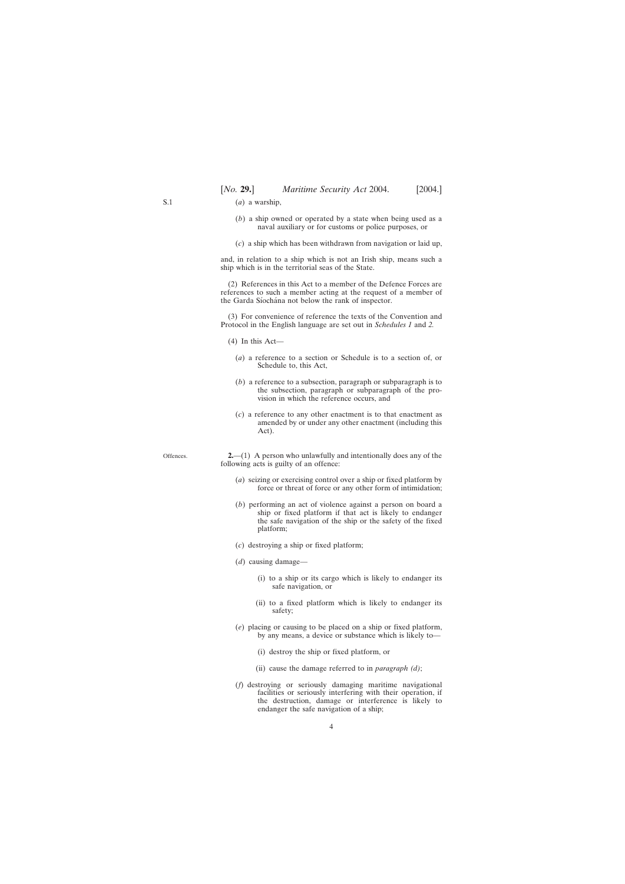(*a*) a warship,

(*b*) a ship owned or operated by a state when being used as a naval auxiliary or for customs or police purposes, or

(*c*) a ship which has been withdrawn from navigation or laid up,

and, in relation to a ship which is not an Irish ship, means such a ship which is in the territorial seas of the State.

(2) References in this Act to a member of the Defence Forces are references to such a member acting at the request of a member of the Garda Síochána not below the rank of inspector.

(3) For convenience of reference the texts of the Convention and Protocol in the English language are set out in *Schedules 1* and *2*.

(4) In this Act—

(*a*) a reference to a section or Schedule is to a section of, or Schedule to, this Act,

(*b*) a reference to a subsection, paragraph or subparagraph is to the subsection, paragraph or subparagraph of the provision in which the reference occurs, and

(*c*) a reference to any other enactment is to that enactment as amended by or under any other enactment (including this Act).

Offences.

**2.**—(1) A person who unlawfully and intentionally does any of the following acts is guilty of an offence:

(*a*) seizing or exercising control over a ship or fixed platform by force or threat of force or any other form of intimidation;

(*b*) performing an act of violence against a person on board a ship or fixed platform if that act is likely to endanger the safe navigation of the ship or the safety of the fixed platform;

(*c*) destroying a ship or fixed platform;

(*d*) causing damage—

(i) to a ship or its cargo which is likely to endanger its safe navigation, or

(ii) to a fixed platform which is likely to endanger its safety;

(*e*) placing or causing to be placed on a ship or fixed platform, by any means, a device or substance which is likely to—

(i) destroy the ship or fixed platform, or

(ii) cause the damage referred to in *paragraph (d)*;

(*f*) destroying or seriously damaging maritime navigational facilities or seriously interfering with their operation, if the destruction, damage or interference is likely to endanger the safe navigation of a ship;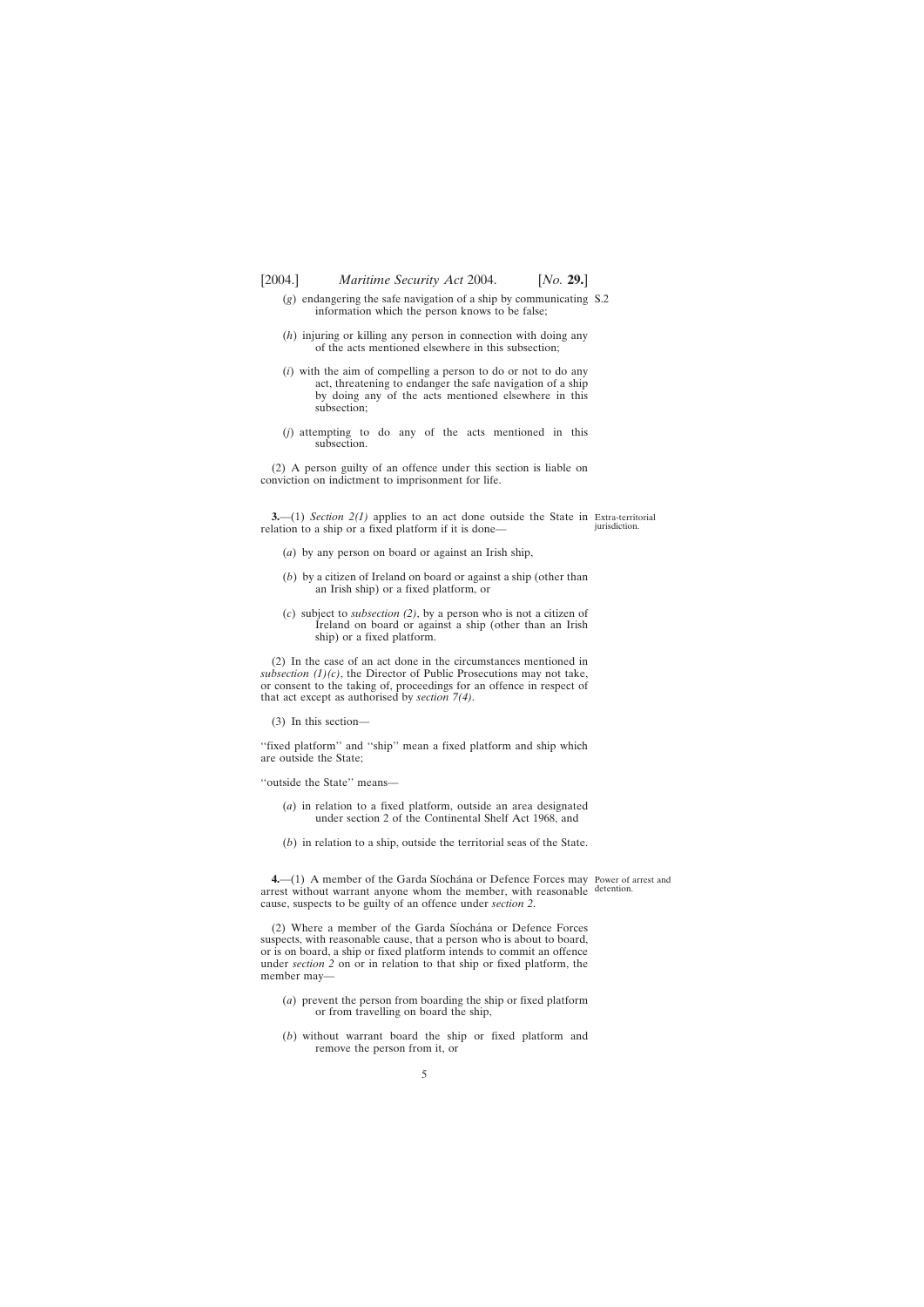(*g*) endangering the safe navigation of a ship by communicating information which the person knows to be false;

(*h*) injuring or killing any person in connection with doing any of the acts mentioned elsewhere in this subsection;

(*i*) with the aim of compelling a person to do or not to do any act, threatening to endanger the safe navigation of a ship by doing any of the acts mentioned elsewhere in this subsection;

(*j*) attempting to do any of the acts mentioned in this subsection.

(2) A person guilty of an offence under this section is liable on conviction on indictment to imprisonment for life.

Extra-territorial jurisdiction.

**3.**—(1) *Section 2(1)* applies to an act done outside the State in relation to a ship or a fixed platform if it is done—

(*a*) by any person on board or against an Irish ship,

(*b*) by a citizen of Ireland on board or against a ship (other than an Irish ship) or a fixed platform, or

(*c*) subject to *subsection (2)*, by a person who is not a citizen of Ireland on board or against a ship (other than an Irish ship) or a fixed platform.

(2) In the case of an act done in the circumstances mentioned in *subsection (1)(c)*, the Director of Public Prosecutions may not take, or consent to the taking of, proceedings for an offence in respect of that act except as authorised by *section 7(4)*.

(3) In this section—

''fixed platform'' and ''ship'' mean a fixed platform and ship which are outside the State;

''outside the State'' means—

(*a*) in relation to a fixed platform, outside an area designated under section 2 of the Continental Shelf Act 1968, and

(*b*) in relation to a ship, outside the territorial seas of the State.

Power of arrest and detention.

**4.**—(1) A member of the Garda Síochána or Defence Forces may arrest without warrant anyone whom the member, with reasonable cause, suspects to be guilty of an offence under *section 2*.

(2) Where a member of the Garda Síochána or Defence Forces suspects, with reasonable cause, that a person who is about to board, or is on board, a ship or fixed platform intends to commit an offence under *section 2* on or in relation to that ship or fixed platform, the member may—

(*a*) prevent the person from boarding the ship or fixed platform or from travelling on board the ship,

(*b*) without warrant board the ship or fixed platform and remove the person from it, or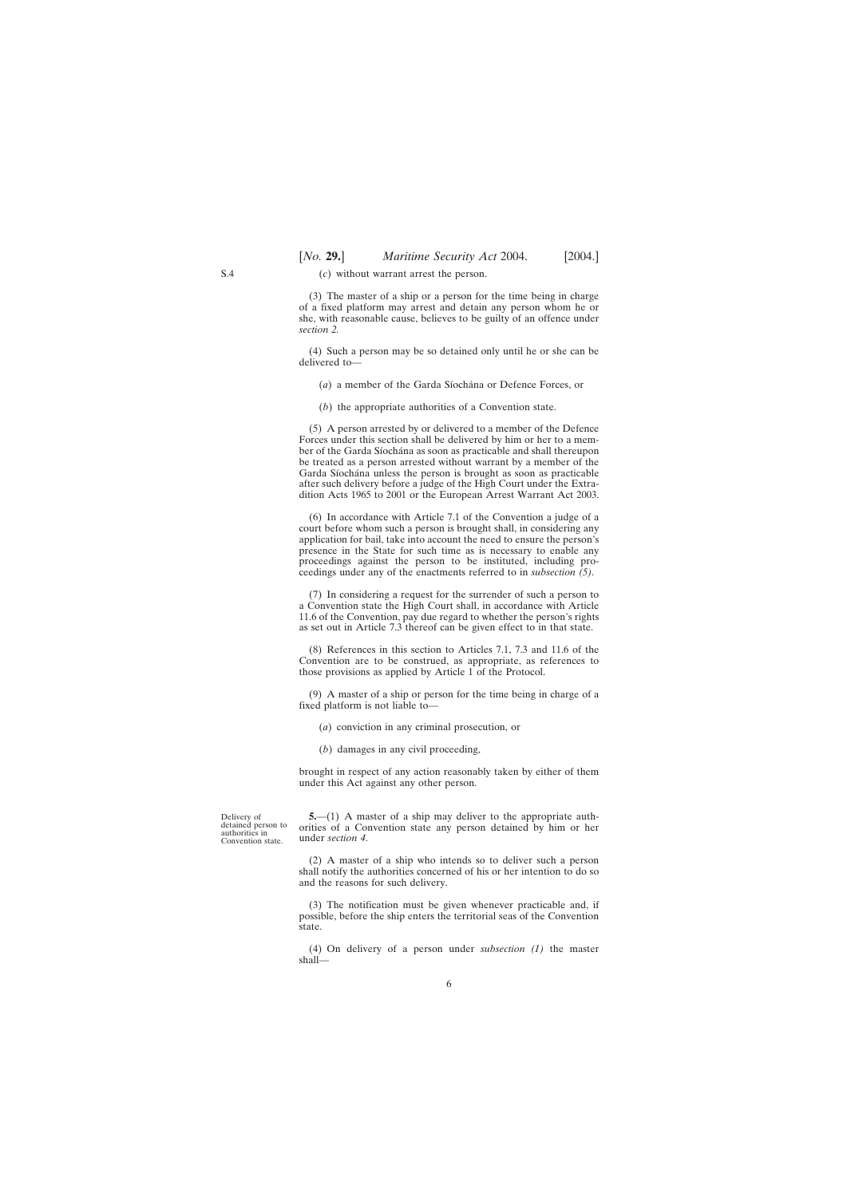(*c*) without warrant arrest the person.

(3) The master of a ship or a person for the time being in charge of a fixed platform may arrest and detain any person whom he or she, with reasonable cause, believes to be guilty of an offence under *section 2.*

(4) Such a person may be so detained only until he or she can be delivered to—

(*a*) a member of the Garda Síochána or Defence Forces, or

(*b*) the appropriate authorities of a Convention state.

(5) A person arrested by or delivered to a member of the Defence Forces under this section shall be delivered by him or her to a member of the Garda Síochána as soon as practicable and shall thereupon be treated as a person arrested without warrant by a member of the Garda Síochána unless the person is brought as soon as practicable after such delivery before a judge of the High Court under the Extradition Acts 1965 to 2001 or the European Arrest Warrant Act 2003.

(6) In accordance with Article 7.1 of the Convention a judge of a court before whom such a person is brought shall, in considering any application for bail, take into account the need to ensure the person's presence in the State for such time as is necessary to enable any proceedings against the person to be instituted, including proceedings under any of the enactments referred to in *subsection (5)*.

(7) In considering a request for the surrender of such a person to a Convention state the High Court shall, in accordance with Article 11.6 of the Convention, pay due regard to whether the person's rights as set out in Article 7.3 thereof can be given effect to in that state.

(8) References in this section to Articles 7.1, 7.3 and 11.6 of the Convention are to be construed, as appropriate, as references to those provisions as applied by Article 1 of the Protocol.

(9) A master of a ship or person for the time being in charge of a fixed platform is not liable to—

(*a*) conviction in any criminal prosecution, or

(*b*) damages in any civil proceeding,

brought in respect of any action reasonably taken by either of them under this Act against any other person.

Delivery of detained person to authorities in Convention state.

**5.**—(1) A master of a ship may deliver to the appropriate authorities of a Convention state any person detained by him or her under *section 4.*

(2) A master of a ship who intends so to deliver such a person shall notify the authorities concerned of his or her intention to do so and the reasons for such delivery.

(3) The notification must be given whenever practicable and, if possible, before the ship enters the territorial seas of the Convention state.

(4) On delivery of a person under *subsection (1)* the master shall—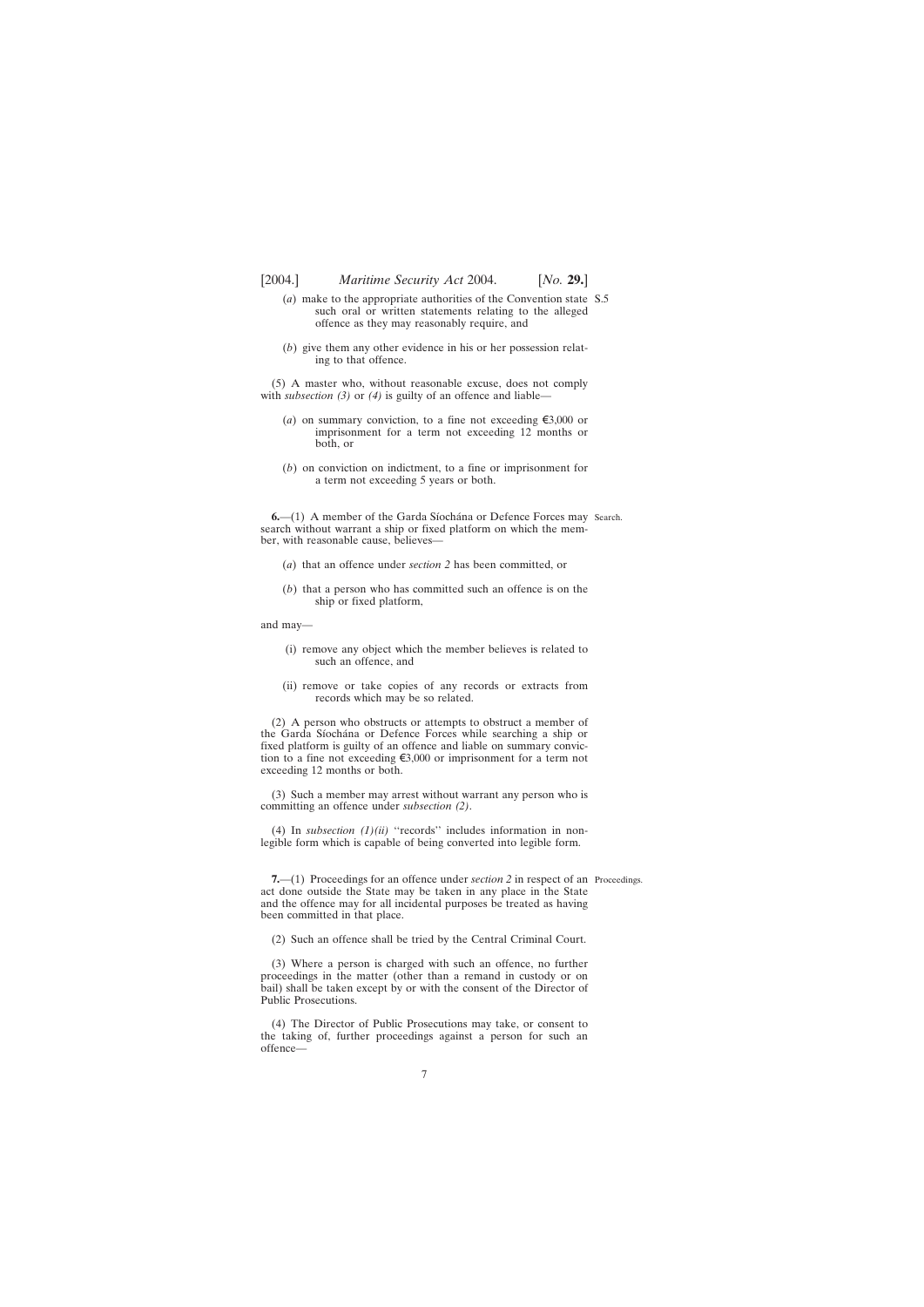(*a*) make to the appropriate authorities of the Convention state such oral or written statements relating to the alleged offence as they may reasonably require, and

(*b*) give them any other evidence in his or her possession relating to that offence.

(5) A master who, without reasonable excuse, does not comply with *subsection (3)* or *(4)* is guilty of an offence and liable—

(*a*) on summary conviction, to a fine not exceeding €3,000 or imprisonment for a term not exceeding 12 months or both, or

(*b*) on conviction on indictment, to a fine or imprisonment for a term not exceeding 5 years or both.

Search.

**6.**—(1) A member of the Garda Síochána or Defence Forces may search without warrant a ship or fixed platform on which the member, with reasonable cause, believes—

(*a*) that an offence under *section 2* has been committed, or

(*b*) that a person who has committed such an offence is on the ship or fixed platform,

and may—

(i) remove any object which the member believes is related to such an offence, and

(ii) remove or take copies of any records or extracts from records which may be so related.

(2) A person who obstructs or attempts to obstruct a member of the Garda Síochána or Defence Forces while searching a ship or fixed platform is guilty of an offence and liable on summary conviction to a fine not exceeding €3,000 or imprisonment for a term not exceeding 12 months or both.

(3) Such a member may arrest without warrant any person who is committing an offence under *subsection (2)*.

(4) In *subsection (1)(ii)* ''records'' includes information in non-legible form which is capable of being converted into legible form.

Proceedings.

**7.**—(1) Proceedings for an offence under *section 2* in respect of an act done outside the State may be taken in any place in the State and the offence may for all incidental purposes be treated as having been committed in that place.

(2) Such an offence shall be tried by the Central Criminal Court.

(3) Where a person is charged with such an offence, no further proceedings in the matter (other than a remand in custody or on bail) shall be taken except by or with the consent of the Director of Public Prosecutions.

(4) The Director of Public Prosecutions may take, or consent to the taking of, further proceedings against a person for such an offence—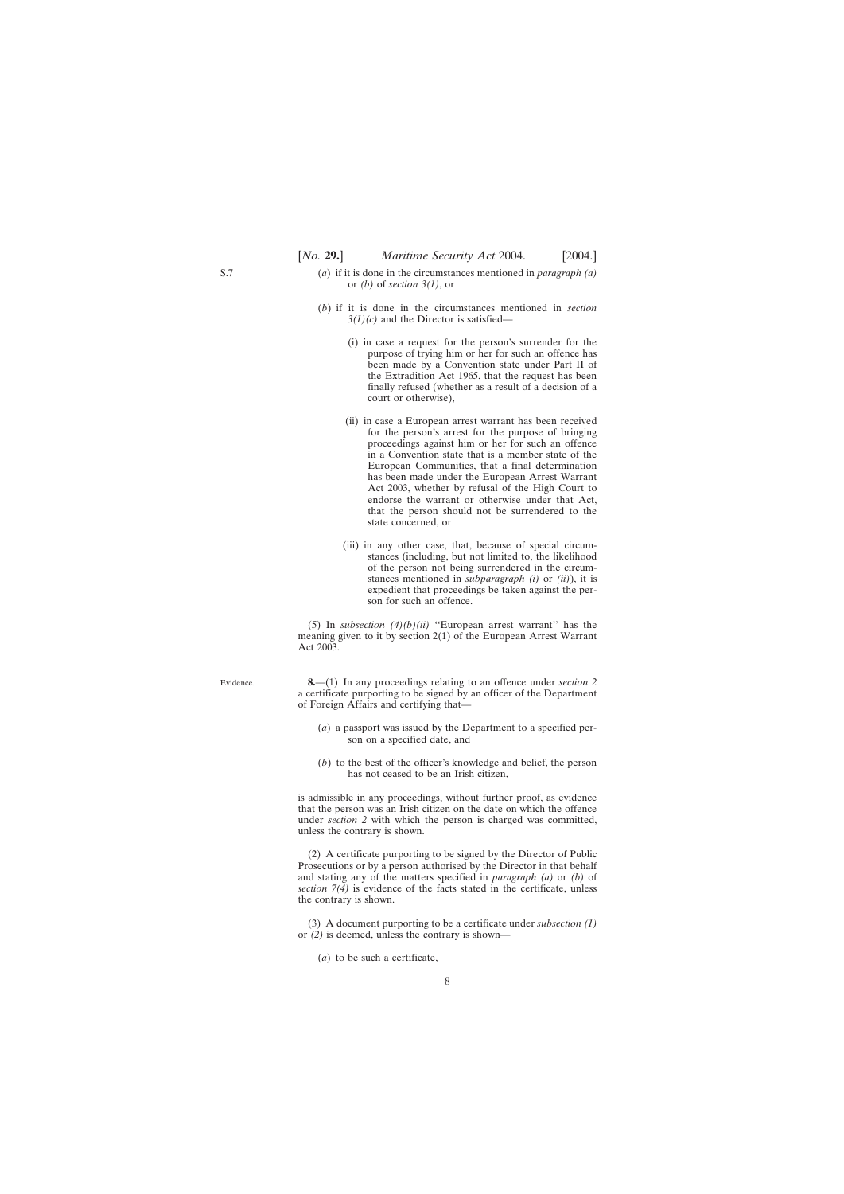(*a*) if it is done in the circumstances mentioned in *paragraph (a)* or *(b)* of *section 3(1)*, or

(*b*) if it is done in the circumstances mentioned in *section 3(1)(c)* and the Director is satisfied—

(i) in case a request for the person's surrender for the purpose of trying him or her for such an offence has been made by a Convention state under Part II of the Extradition Act 1965, that the request has been finally refused (whether as a result of a decision of a court or otherwise),

(ii) in case a European arrest warrant has been received for the person's arrest for the purpose of bringing proceedings against him or her for such an offence in a Convention state that is a member state of the European Communities, that a final determination has been made under the European Arrest Warrant Act 2003, whether by refusal of the High Court to endorse the warrant or otherwise under that Act, that the person should not be surrendered to the state concerned, or

(iii) in any other case, that, because of special circumstances (including, but not limited to, the likelihood of the person not being surrendered in the circumstances mentioned in *subparagraph (i)* or *(ii)*), it is expedient that proceedings be taken against the person for such an offence.

(5) In *subsection (4)(b)(ii)* ''European arrest warrant'' has the meaning given to it by section 2(1) of the European Arrest Warrant Act 2003.

Evidence.

**8.**—(1) In any proceedings relating to an offence under *section 2* a certificate purporting to be signed by an officer of the Department of Foreign Affairs and certifying that—

(*a*) a passport was issued by the Department to a specified person on a specified date, and

(*b*) to the best of the officer's knowledge and belief, the person has not ceased to be an Irish citizen,

is admissible in any proceedings, without further proof, as evidence that the person was an Irish citizen on the date on which the offence under *section 2* with which the person is charged was committed, unless the contrary is shown.

(2) A certificate purporting to be signed by the Director of Public Prosecutions or by a person authorised by the Director in that behalf and stating any of the matters specified in *paragraph (a)* or *(b)* of *section 7(4)* is evidence of the facts stated in the certificate, unless the contrary is shown.

(3) A document purporting to be a certificate under *subsection (1)* or *(2)* is deemed, unless the contrary is shown—

(*a*) to be such a certificate,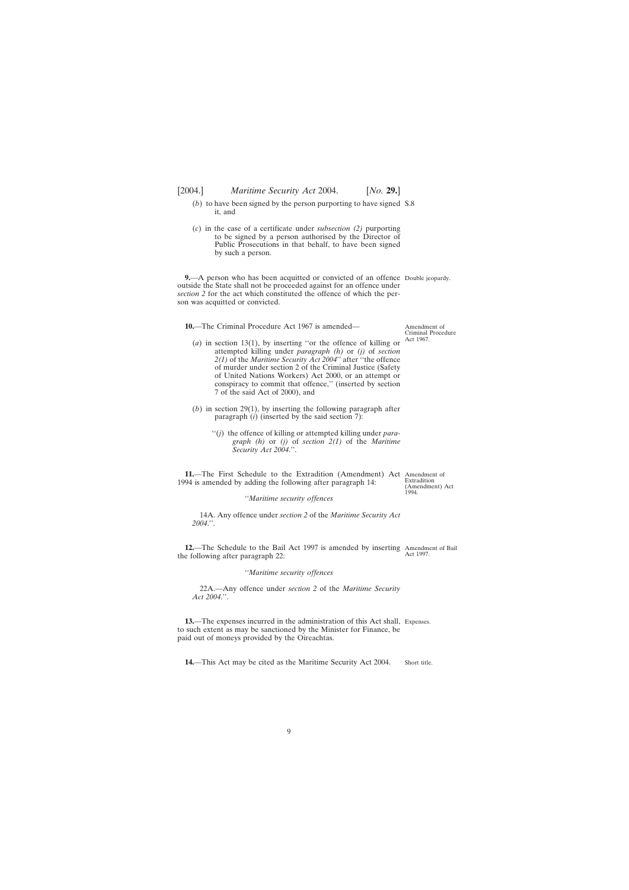(*b*) to have been signed by the person purporting to have signed it, and

(*c*) in the case of a certificate under *subsection (2)* purporting to be signed by a person authorised by the Director of Public Prosecutions in that behalf, to have been signed by such a person.

Double jeopardy.

**9.**—A person who has been acquitted or convicted of an offence outside the State shall not be proceeded against for an offence under *section 2* for the act which constituted the offence of which the person was acquitted or convicted.

Amendment of Criminal Procedure Act 1967.

**10.**—The Criminal Procedure Act 1967 is amended—

(*a*) in section 13(1), by inserting ''or the offence of killing or attempted killing under *paragraph (h)* or *(j)* of *section 2(1)* of the *Maritime Security Act 2004*'' after ''the offence of murder under section 2 of the Criminal Justice (Safety of United Nations Workers) Act 2000, or an attempt or conspiracy to commit that offence,'' (inserted by section 7 of the said Act of 2000), and

(*b*) in section 29(1), by inserting the following paragraph after paragraph (*i*) (inserted by the said section 7):

> ''(*j*) the offence of killing or attempted killing under *paragraph (h)* or *(j)* of *section 2(1)* of the *Maritime Security Act 2004*.''.

Amendment of Extradition (Amendment) Act 1994.

**11.**—The First Schedule to the Extradition (Amendment) Act 1994 is amended by adding the following after paragraph 14:

> ''*Maritime security offences*
>
> 14A. Any offence under *section 2* of the *Maritime Security Act 2004*.''.

Amendment of Bail Act 1997.

**12.**—The Schedule to the Bail Act 1997 is amended by inserting the following after paragraph 22:

> ''*Maritime security offences*
>
> 22A.—Any offence under *section 2* of the *Maritime Security Act 2004*.''.

Expenses.

**13.**—The expenses incurred in the administration of this Act shall, to such extent as may be sanctioned by the Minister for Finance, be paid out of moneys provided by the Oireachtas.

Short title.

**14.**—This Act may be cited as the Maritime Security Act 2004.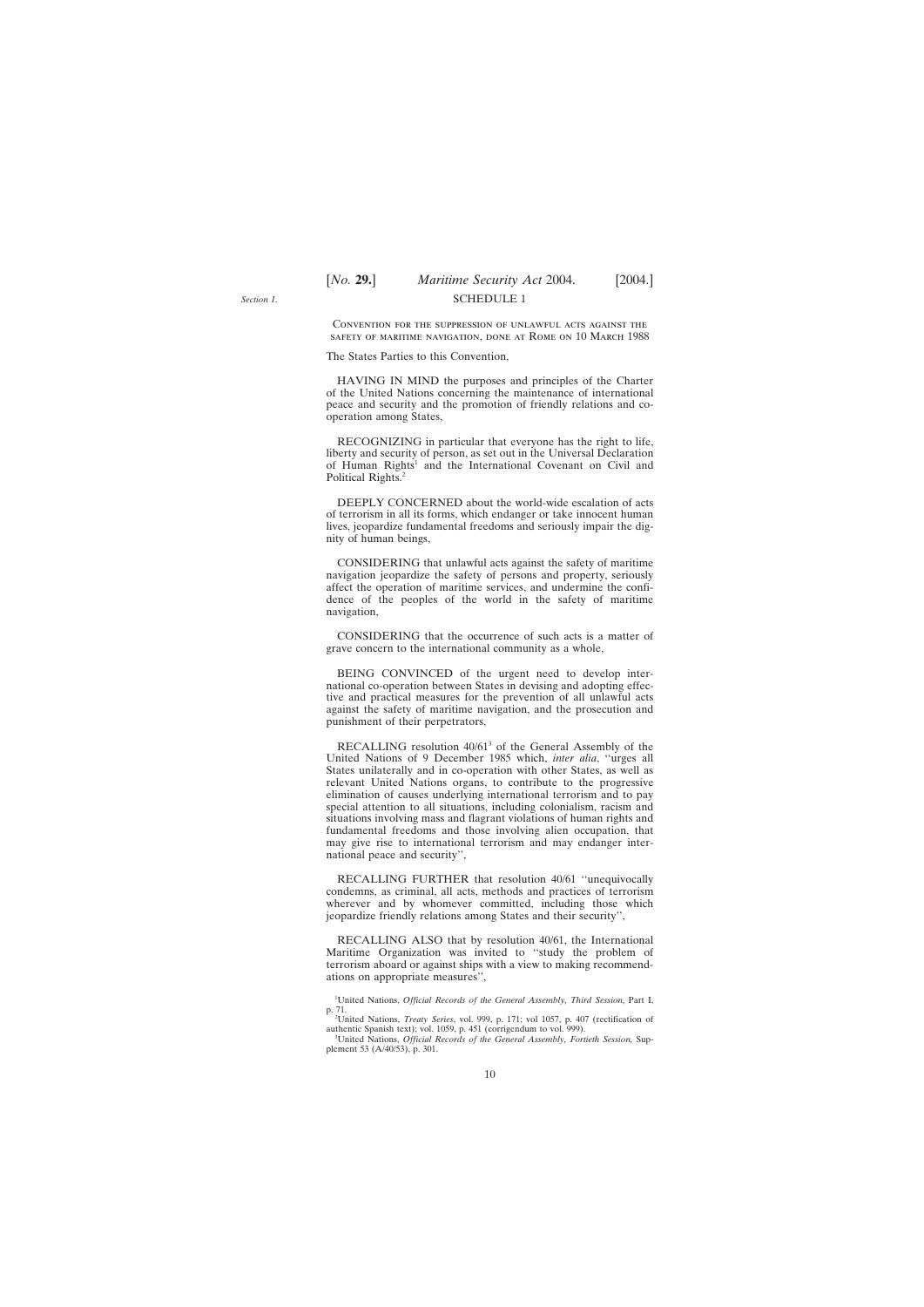*Section 1.*

## SCHEDULE 1

Convention for the suppression of unlawful acts against the safety of maritime navigation, done at Rome on 10 March 1988

The States Parties to this Convention,

HAVING IN MIND the purposes and principles of the Charter of the United Nations concerning the maintenance of international peace and security and the promotion of friendly relations and co-operation among States,

RECOGNIZING in particular that everyone has the right to life, liberty and security of person, as set out in the Universal Declaration of Human Rights[1] and the International Covenant on Civil and Political Rights.[2]

DEEPLY CONCERNED about the world-wide escalation of acts of terrorism in all its forms, which endanger or take innocent human lives, jeopardize fundamental freedoms and seriously impair the dignity of human beings,

CONSIDERING that unlawful acts against the safety of maritime navigation jeopardize the safety of persons and property, seriously affect the operation of maritime services, and undermine the confidence of the peoples of the world in the safety of maritime navigation,

CONSIDERING that the occurrence of such acts is a matter of grave concern to the international community as a whole,

BEING CONVINCED of the urgent need to develop international co-operation between States in devising and adopting effective and practical measures for the prevention of all unlawful acts against the safety of maritime navigation, and the prosecution and punishment of their perpetrators,

RECALLING resolution 40/61[3] of the General Assembly of the United Nations of 9 December 1985 which, *inter alia*, ''urges all States unilaterally and in co-operation with other States, as well as relevant United Nations organs, to contribute to the progressive elimination of causes underlying international terrorism and to pay special attention to all situations, including colonialism, racism and situations involving mass and flagrant violations of human rights and fundamental freedoms and those involving alien occupation, that may give rise to international terrorism and may endanger international peace and security'',

RECALLING FURTHER that resolution 40/61 ''unequivocally condemns, as criminal, all acts, methods and practices of terrorism wherever and by whomever committed, including those which jeopardize friendly relations among States and their security'',

RECALLING ALSO that by resolution 40/61, the International Maritime Organization was invited to ''study the problem of terrorism aboard or against ships with a view to making recommendations on appropriate measures'',

[1]United Nations, *Official Records of the General Assembly*, *Third Session*, Part I, p. 71.

[2]United Nations, *Treaty Series*, vol. 999, p. 171; vol 1057, p. 407 (rectification of authentic Spanish text); vol. 1059, p. 451 (corrigendum to vol. 999).

[3]United Nations, *Official Records of the General Assembly*, *Fortieth Session*, Supplement 53 (A/40/53), p. 301.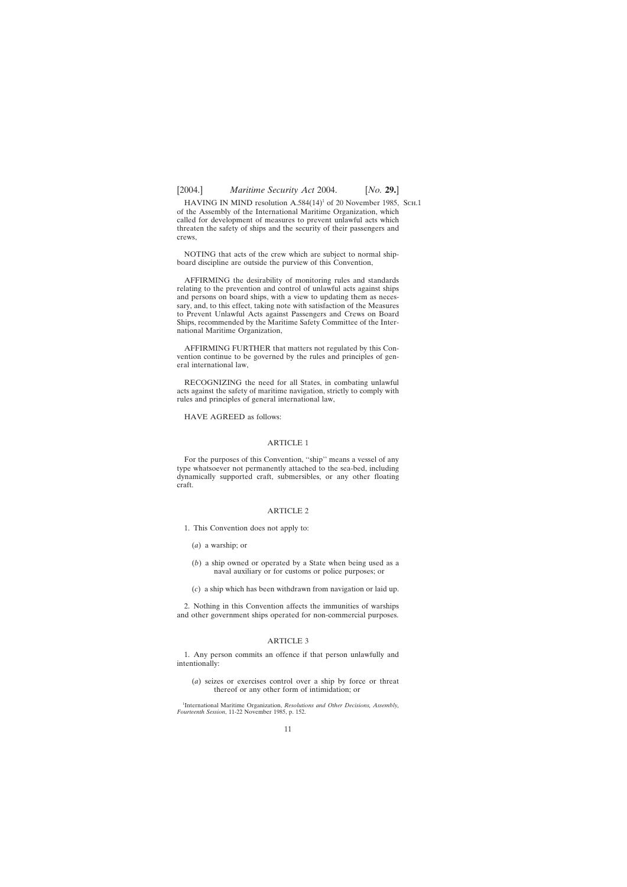HAVING IN MIND resolution A.584(14)[1] of 20 November 1985, of the Assembly of the International Maritime Organization, which called for development of measures to prevent unlawful acts which threaten the safety of ships and the security of their passengers and crews,

NOTING that acts of the crew which are subject to normal shipboard discipline are outside the purview of this Convention,

AFFIRMING the desirability of monitoring rules and standards relating to the prevention and control of unlawful acts against ships and persons on board ships, with a view to updating them as necessary, and, to this effect, taking note with satisfaction of the Measures to Prevent Unlawful Acts against Passengers and Crews on Board Ships, recommended by the Maritime Safety Committee of the International Maritime Organization,

AFFIRMING FURTHER that matters not regulated by this Convention continue to be governed by the rules and principles of general international law,

RECOGNIZING the need for all States, in combating unlawful acts against the safety of maritime navigation, strictly to comply with rules and principles of general international law,

HAVE AGREED as follows:

## ARTICLE 1

For the purposes of this Convention, ''ship'' means a vessel of any type whatsoever not permanently attached to the sea-bed, including dynamically supported craft, submersibles, or any other floating craft.

## ARTICLE 2

1. This Convention does not apply to:

(*a*) a warship; or

(*b*) a ship owned or operated by a State when being used as a naval auxiliary or for customs or police purposes; or

(*c*) a ship which has been withdrawn from navigation or laid up.

2. Nothing in this Convention affects the immunities of warships and other government ships operated for non-commercial purposes.

## ARTICLE 3

1. Any person commits an offence if that person unlawfully and intentionally:

(*a*) seizes or exercises control over a ship by force or threat thereof or any other form of intimidation; or

[1]International Maritime Organization, *Resolutions and Other Decisions, Assembly, Fourteenth Session*, 11-22 November 1985, p. 152.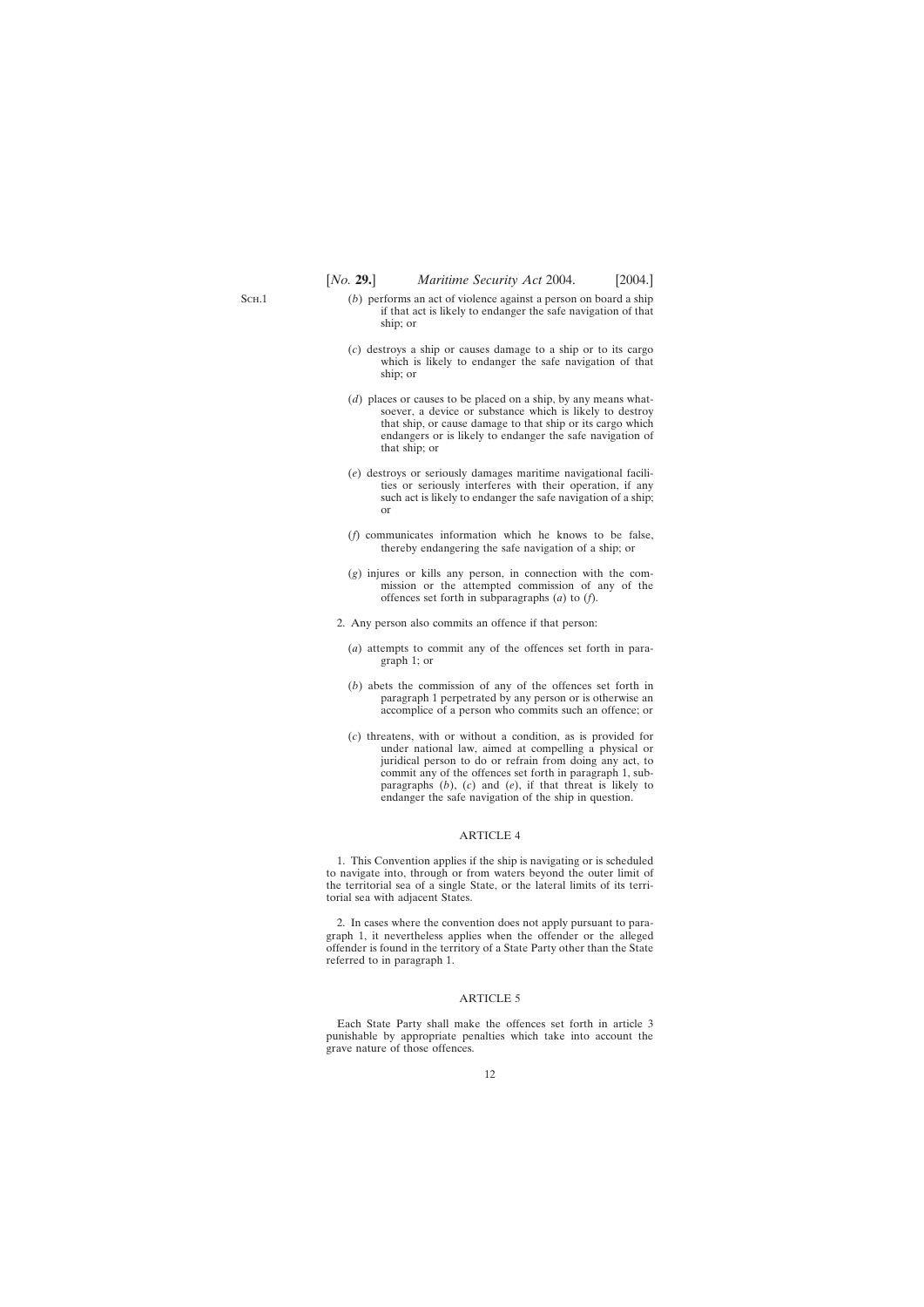(*b*) performs an act of violence against a person on board a ship if that act is likely to endanger the safe navigation of that ship; or

(*c*) destroys a ship or causes damage to a ship or to its cargo which is likely to endanger the safe navigation of that ship; or

(*d*) places or causes to be placed on a ship, by any means whatsoever, a device or substance which is likely to destroy that ship, or cause damage to that ship or its cargo which endangers or is likely to endanger the safe navigation of that ship; or

(*e*) destroys or seriously damages maritime navigational facilities or seriously interferes with their operation, if any such act is likely to endanger the safe navigation of a ship; or

(*f*) communicates information which he knows to be false, thereby endangering the safe navigation of a ship; or

(*g*) injures or kills any person, in connection with the commission or the attempted commission of any of the offences set forth in subparagraphs (*a*) to (*f*).

2. Any person also commits an offence if that person:

(*a*) attempts to commit any of the offences set forth in paragraph 1; or

(*b*) abets the commission of any of the offences set forth in paragraph 1 perpetrated by any person or is otherwise an accomplice of a person who commits such an offence; or

(*c*) threatens, with or without a condition, as is provided for under national law, aimed at compelling a physical or juridical person to do or refrain from doing any act, to commit any of the offences set forth in paragraph 1, subparagraphs (*b*), (*c*) and (*e*), if that threat is likely to endanger the safe navigation of the ship in question.

ARTICLE 4

1. This Convention applies if the ship is navigating or is scheduled to navigate into, through or from waters beyond the outer limit of the territorial sea of a single State, or the lateral limits of its territorial sea with adjacent States.

2. In cases where the convention does not apply pursuant to paragraph 1, it nevertheless applies when the offender or the alleged offender is found in the territory of a State Party other than the State referred to in paragraph 1.

ARTICLE 5

Each State Party shall make the offences set forth in article 3 punishable by appropriate penalties which take into account the grave nature of those offences.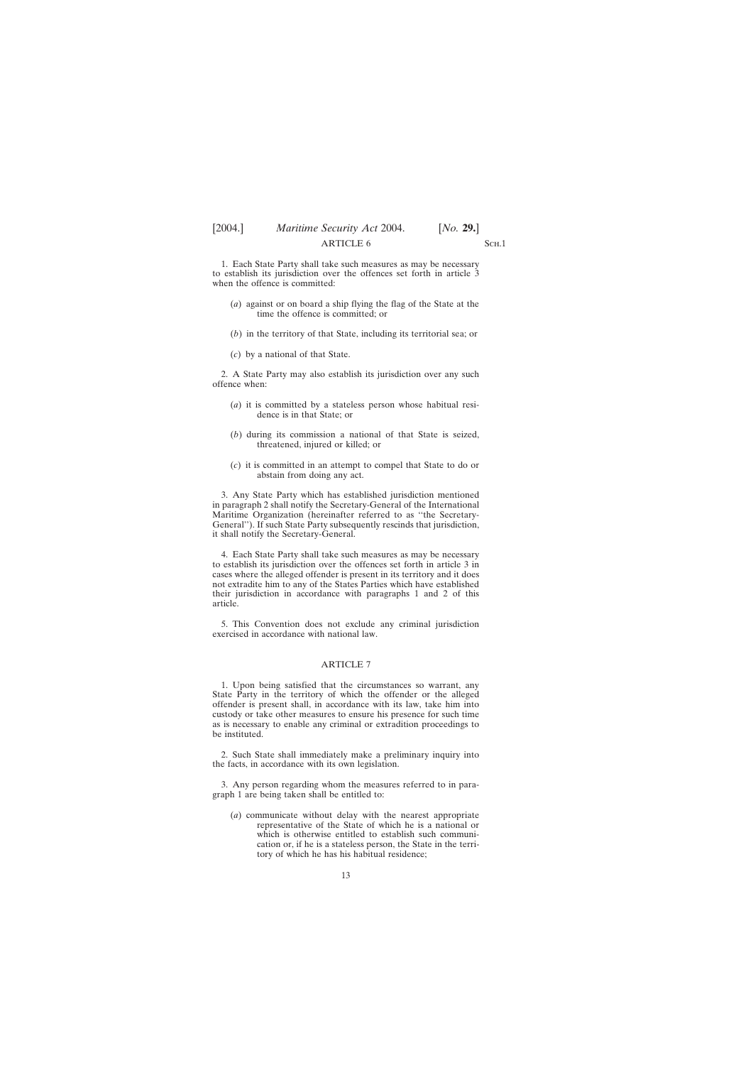### ARTICLE 6

1. Each State Party shall take such measures as may be necessary to establish its jurisdiction over the offences set forth in article 3 when the offence is committed:

(*a*) against or on board a ship flying the flag of the State at the time the offence is committed; or

(*b*) in the territory of that State, including its territorial sea; or

(*c*) by a national of that State.

2. A State Party may also establish its jurisdiction over any such offence when:

(*a*) it is committed by a stateless person whose habitual residence is in that State; or

(*b*) during its commission a national of that State is seized, threatened, injured or killed; or

(*c*) it is committed in an attempt to compel that State to do or abstain from doing any act.

3. Any State Party which has established jurisdiction mentioned in paragraph 2 shall notify the Secretary-General of the International Maritime Organization (hereinafter referred to as ''the Secretary-General''). If such State Party subsequently rescinds that jurisdiction, it shall notify the Secretary-General.

4. Each State Party shall take such measures as may be necessary to establish its jurisdiction over the offences set forth in article 3 in cases where the alleged offender is present in its territory and it does not extradite him to any of the States Parties which have established their jurisdiction in accordance with paragraphs 1 and 2 of this article.

5. This Convention does not exclude any criminal jurisdiction exercised in accordance with national law.

### ARTICLE 7

1. Upon being satisfied that the circumstances so warrant, any State Party in the territory of which the offender or the alleged offender is present shall, in accordance with its law, take him into custody or take other measures to ensure his presence for such time as is necessary to enable any criminal or extradition proceedings to be instituted.

2. Such State shall immediately make a preliminary inquiry into the facts, in accordance with its own legislation.

3. Any person regarding whom the measures referred to in paragraph 1 are being taken shall be entitled to:

(*a*) communicate without delay with the nearest appropriate representative of the State of which he is a national or which is otherwise entitled to establish such communication or, if he is a stateless person, the State in the territory of which he has his habitual residence;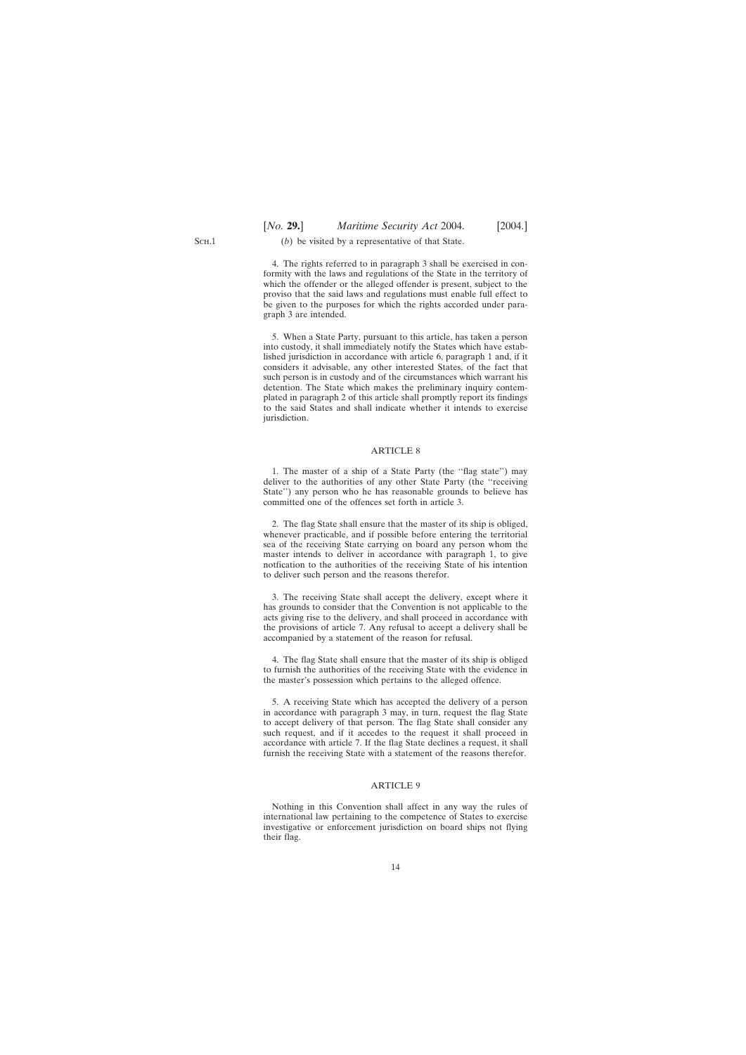(*b*) be visited by a representative of that State.

4. The rights referred to in paragraph 3 shall be exercised in conformity with the laws and regulations of the State in the territory of which the offender or the alleged offender is present, subject to the proviso that the said laws and regulations must enable full effect to be given to the purposes for which the rights accorded under paragraph 3 are intended.

5. When a State Party, pursuant to this article, has taken a person into custody, it shall immediately notify the States which have established jurisdiction in accordance with article 6, paragraph 1 and, if it considers it advisable, any other interested States, of the fact that such person is in custody and of the circumstances which warrant his detention. The State which makes the preliminary inquiry contemplated in paragraph 2 of this article shall promptly report its findings to the said States and shall indicate whether it intends to exercise jurisdiction.

## ARTICLE 8

1. The master of a ship of a State Party (the ''flag state'') may deliver to the authorities of any other State Party (the ''receiving State'') any person who he has reasonable grounds to believe has committed one of the offences set forth in article 3.

2. The flag State shall ensure that the master of its ship is obliged, whenever practicable, and if possible before entering the territorial sea of the receiving State carrying on board any person whom the master intends to deliver in accordance with paragraph 1, to give notfication to the authorities of the receiving State of his intention to deliver such person and the reasons therefor.

3. The receiving State shall accept the delivery, except where it has grounds to consider that the Convention is not applicable to the acts giving rise to the delivery, and shall proceed in accordance with the provisions of article 7. Any refusal to accept a delivery shall be accompanied by a statement of the reason for refusal.

4. The flag State shall ensure that the master of its ship is obliged to furnish the authorities of the receiving State with the evidence in the master's possession which pertains to the alleged offence.

5. A receiving State which has accepted the delivery of a person in accordance with paragraph 3 may, in turn, request the flag State to accept delivery of that person. The flag State shall consider any such request, and if it accedes to the request it shall proceed in accordance with article 7. If the flag State declines a request, it shall furnish the receiving State with a statement of the reasons therefor.

## ARTICLE 9

Nothing in this Convention shall affect in any way the rules of international law pertaining to the competence of States to exercise investigative or enforcement jurisdiction on board ships not flying their flag.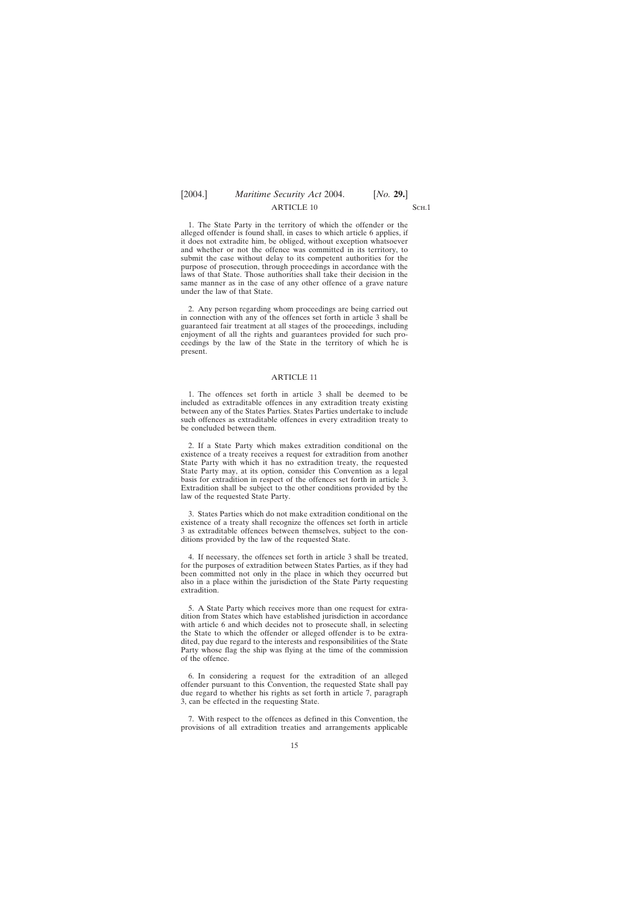ARTICLE 10

1. The State Party in the territory of which the offender or the alleged offender is found shall, in cases to which article 6 applies, if it does not extradite him, be obliged, without exception whatsoever and whether or not the offence was committed in its territory, to submit the case without delay to its competent authorities for the purpose of prosecution, through proceedings in accordance with the laws of that State. Those authorities shall take their decision in the same manner as in the case of any other offence of a grave nature under the law of that State.

2. Any person regarding whom proceedings are being carried out in connection with any of the offences set forth in article 3 shall be guaranteed fair treatment at all stages of the proceedings, including enjoyment of all the rights and guarantees provided for such proceedings by the law of the State in the territory of which he is present.

ARTICLE 11

1. The offences set forth in article 3 shall be deemed to be included as extraditable offences in any extradition treaty existing between any of the States Parties. States Parties undertake to include such offences as extraditable offences in every extradition treaty to be concluded between them.

2. If a State Party which makes extradition conditional on the existence of a treaty receives a request for extradition from another State Party with which it has no extradition treaty, the requested State Party may, at its option, consider this Convention as a legal basis for extradition in respect of the offences set forth in article 3. Extradition shall be subject to the other conditions provided by the law of the requested State Party.

3. States Parties which do not make extradition conditional on the existence of a treaty shall recognize the offences set forth in article 3 as extraditable offences between themselves, subject to the conditions provided by the law of the requested State.

4. If necessary, the offences set forth in article 3 shall be treated, for the purposes of extradition between States Parties, as if they had been committed not only in the place in which they occurred but also in a place within the jurisdiction of the State Party requesting extradition.

5. A State Party which receives more than one request for extradition from States which have established jurisdiction in accordance with article 6 and which decides not to prosecute shall, in selecting the State to which the offender or alleged offender is to be extradited, pay due regard to the interests and responsibilities of the State Party whose flag the ship was flying at the time of the commission of the offence.

6. In considering a request for the extradition of an alleged offender pursuant to this Convention, the requested State shall pay due regard to whether his rights as set forth in article 7, paragraph 3, can be effected in the requesting State.

7. With respect to the offences as defined in this Convention, the provisions of all extradition treaties and arrangements applicable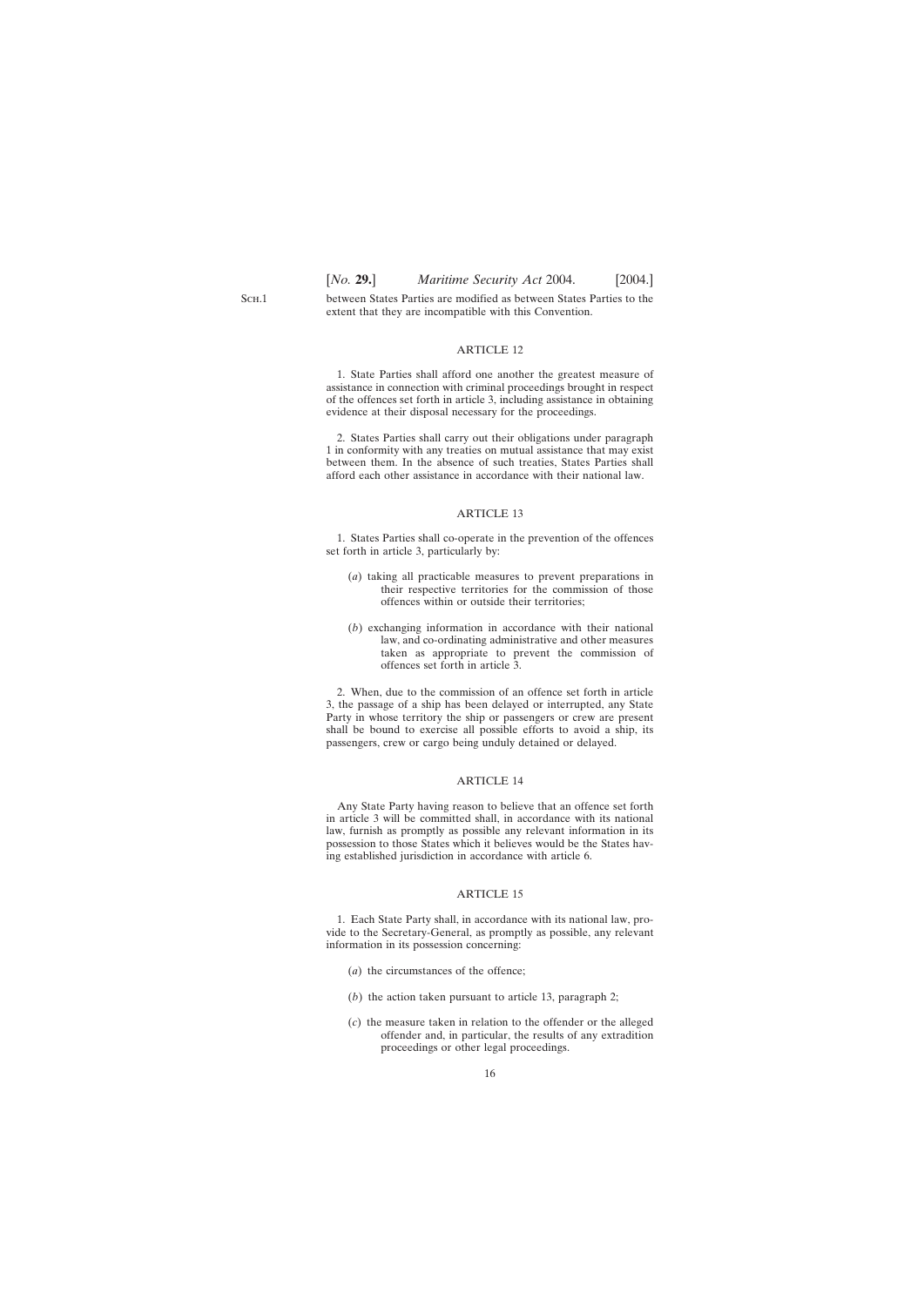between States Parties are modified as between States Parties to the extent that they are incompatible with this Convention.

ARTICLE 12

1. State Parties shall afford one another the greatest measure of assistance in connection with criminal proceedings brought in respect of the offences set forth in article 3, including assistance in obtaining evidence at their disposal necessary for the proceedings.

2. States Parties shall carry out their obligations under paragraph 1 in conformity with any treaties on mutual assistance that may exist between them. In the absence of such treaties, States Parties shall afford each other assistance in accordance with their national law.

ARTICLE 13

1. States Parties shall co-operate in the prevention of the offences set forth in article 3, particularly by:

(*a*) taking all practicable measures to prevent preparations in their respective territories for the commission of those offences within or outside their territories;

(*b*) exchanging information in accordance with their national law, and co-ordinating administrative and other measures taken as appropriate to prevent the commission of offences set forth in article 3.

2. When, due to the commission of an offence set forth in article 3, the passage of a ship has been delayed or interrupted, any State Party in whose territory the ship or passengers or crew are present shall be bound to exercise all possible efforts to avoid a ship, its passengers, crew or cargo being unduly detained or delayed.

ARTICLE 14

Any State Party having reason to believe that an offence set forth in article 3 will be committed shall, in accordance with its national law, furnish as promptly as possible any relevant information in its possession to those States which it believes would be the States having established jurisdiction in accordance with article 6.

ARTICLE 15

1. Each State Party shall, in accordance with its national law, provide to the Secretary-General, as promptly as possible, any relevant information in its possession concerning:

(*a*) the circumstances of the offence;

(*b*) the action taken pursuant to article 13, paragraph 2;

(*c*) the measure taken in relation to the offender or the alleged offender and, in particular, the results of any extradition proceedings or other legal proceedings.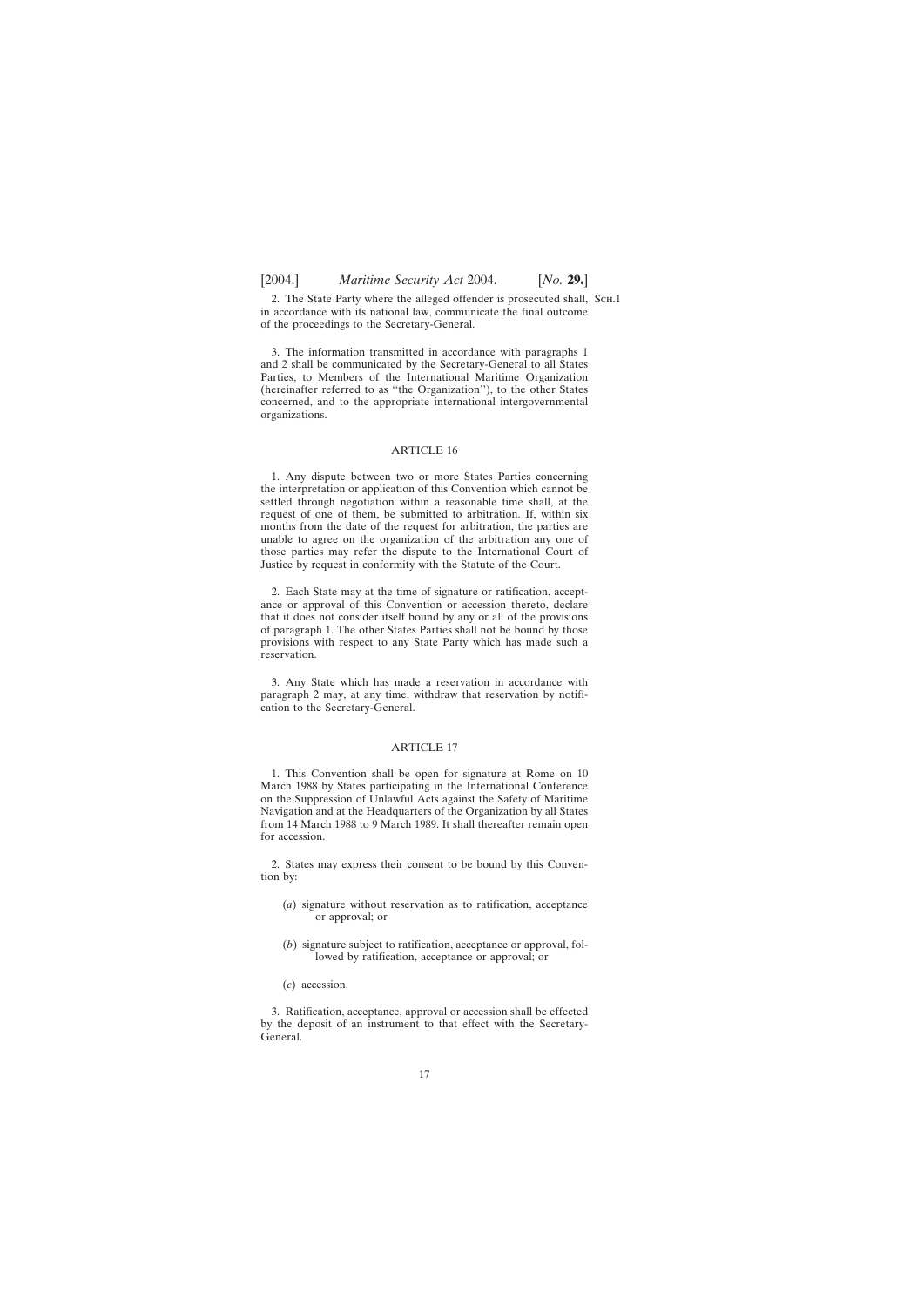2. The State Party where the alleged offender is prosecuted shall, in accordance with its national law, communicate the final outcome of the proceedings to the Secretary-General.

3. The information transmitted in accordance with paragraphs 1 and 2 shall be communicated by the Secretary-General to all States Parties, to Members of the International Maritime Organization (hereinafter referred to as ''the Organization''), to the other States concerned, and to the appropriate international intergovernmental organizations.

### ARTICLE 16

1. Any dispute between two or more States Parties concerning the interpretation or application of this Convention which cannot be settled through negotiation within a reasonable time shall, at the request of one of them, be submitted to arbitration. If, within six months from the date of the request for arbitration, the parties are unable to agree on the organization of the arbitration any one of those parties may refer the dispute to the International Court of Justice by request in conformity with the Statute of the Court.

2. Each State may at the time of signature or ratification, acceptance or approval of this Convention or accession thereto, declare that it does not consider itself bound by any or all of the provisions of paragraph 1. The other States Parties shall not be bound by those provisions with respect to any State Party which has made such a reservation.

3. Any State which has made a reservation in accordance with paragraph 2 may, at any time, withdraw that reservation by notification to the Secretary-General.

### ARTICLE 17

1. This Convention shall be open for signature at Rome on 10 March 1988 by States participating in the International Conference on the Suppression of Unlawful Acts against the Safety of Maritime Navigation and at the Headquarters of the Organization by all States from 14 March 1988 to 9 March 1989. It shall thereafter remain open for accession.

2. States may express their consent to be bound by this Convention by:

(*a*) signature without reservation as to ratification, acceptance or approval; or

(*b*) signature subject to ratification, acceptance or approval, followed by ratification, acceptance or approval; or

(*c*) accession.

3. Ratification, acceptance, approval or accession shall be effected by the deposit of an instrument to that effect with the Secretary-General.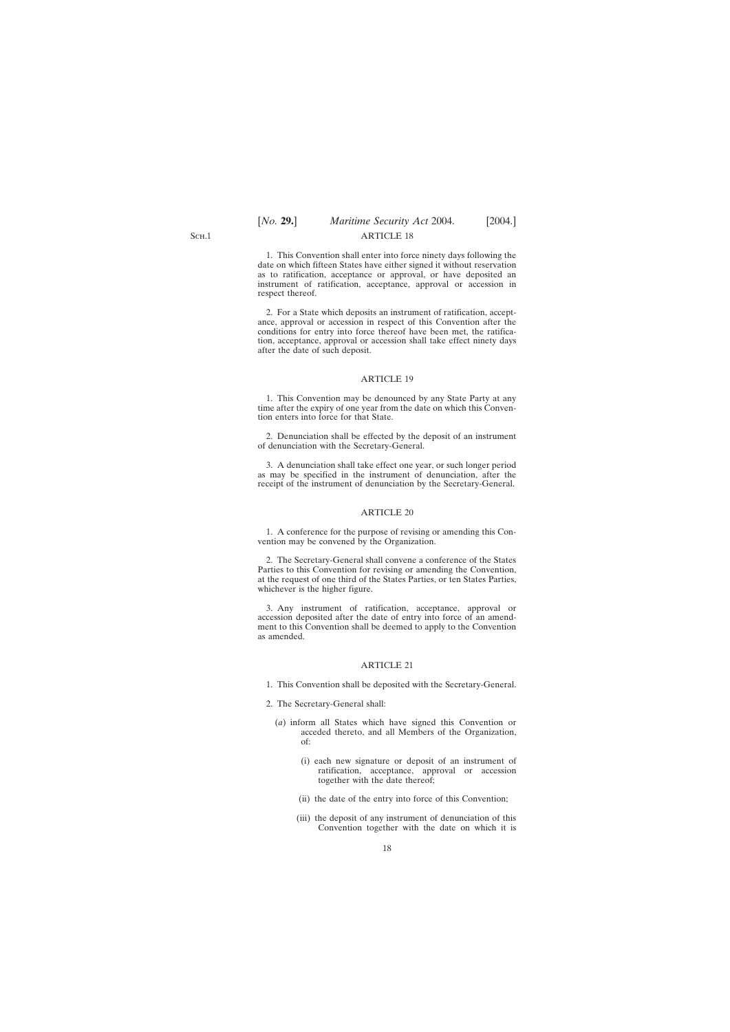## ARTICLE 18

1. This Convention shall enter into force ninety days following the date on which fifteen States have either signed it without reservation as to ratification, acceptance or approval, or have deposited an instrument of ratification, acceptance, approval or accession in respect thereof.

2. For a State which deposits an instrument of ratification, acceptance, approval or accession in respect of this Convention after the conditions for entry into force thereof have been met, the ratification, acceptance, approval or accession shall take effect ninety days after the date of such deposit.

## ARTICLE 19

1. This Convention may be denounced by any State Party at any time after the expiry of one year from the date on which this Convention enters into force for that State.

2. Denunciation shall be effected by the deposit of an instrument of denunciation with the Secretary-General.

3. A denunciation shall take effect one year, or such longer period as may be specified in the instrument of denunciation, after the receipt of the instrument of denunciation by the Secretary-General.

## ARTICLE 20

1. A conference for the purpose of revising or amending this Convention may be convened by the Organization.

2. The Secretary-General shall convene a conference of the States Parties to this Convention for revising or amending the Convention, at the request of one third of the States Parties, or ten States Parties, whichever is the higher figure.

3. Any instrument of ratification, acceptance, approval or accession deposited after the date of entry into force of an amendment to this Convention shall be deemed to apply to the Convention as amended.

## ARTICLE 21

1. This Convention shall be deposited with the Secretary-General.

2. The Secretary-General shall:

(*a*) inform all States which have signed this Convention or acceded thereto, and all Members of the Organization, of:

(i) each new signature or deposit of an instrument of ratification, acceptance, approval or accession together with the date thereof;

(ii) the date of the entry into force of this Convention;

(iii) the deposit of any instrument of denunciation of this Convention together with the date on which it is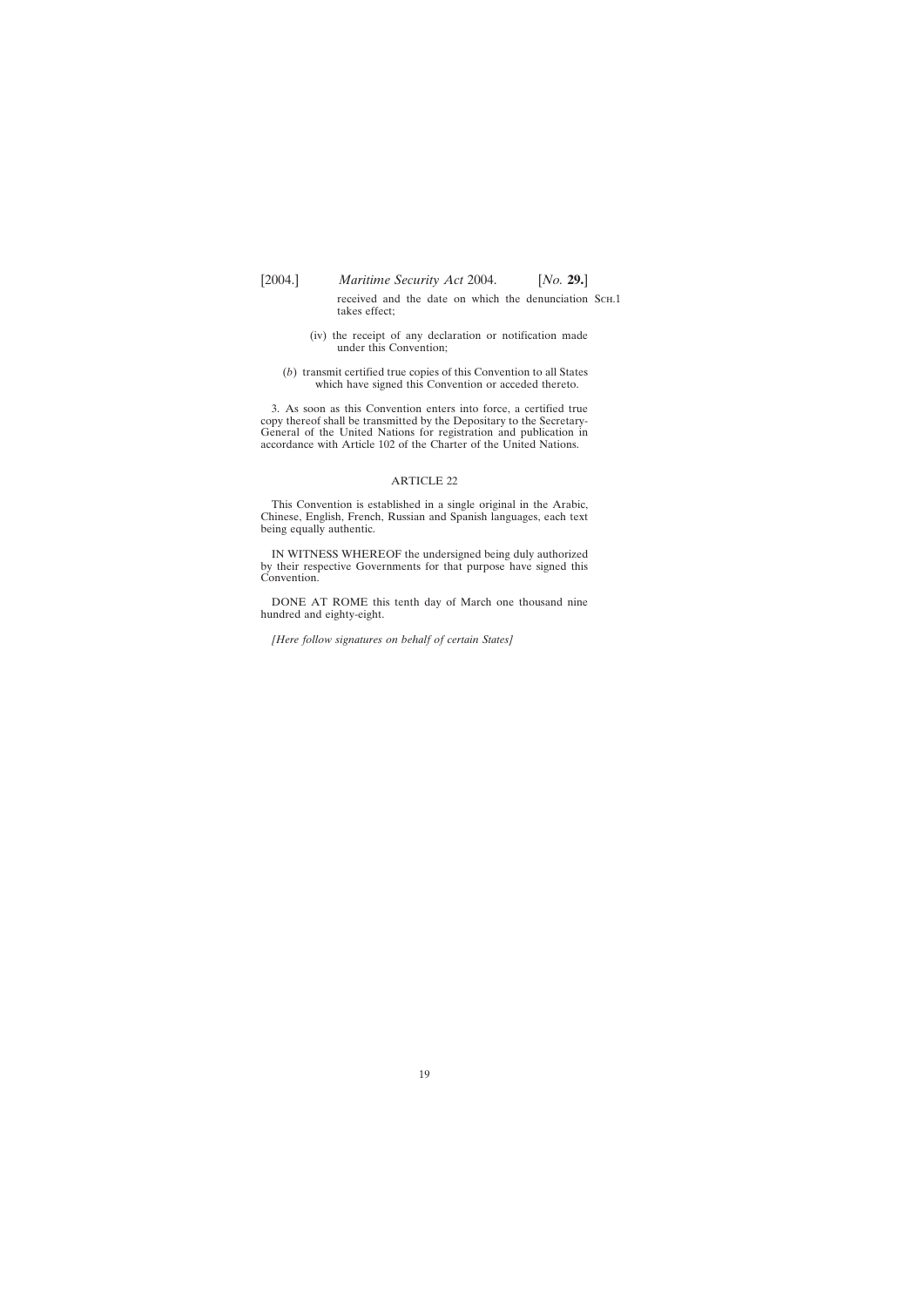received and the date on which the denunciation takes effect;

(iv) the receipt of any declaration or notification made under this Convention;

(*b*) transmit certified true copies of this Convention to all States which have signed this Convention or acceded thereto.

3. As soon as this Convention enters into force, a certified true copy thereof shall be transmitted by the Depositary to the Secretary-General of the United Nations for registration and publication in accordance with Article 102 of the Charter of the United Nations.

ARTICLE 22

This Convention is established in a single original in the Arabic, Chinese, English, French, Russian and Spanish languages, each text being equally authentic.

IN WITNESS WHEREOF the undersigned being duly authorized by their respective Governments for that purpose have signed this Convention.

DONE AT ROME this tenth day of March one thousand nine hundred and eighty-eight.

*[Here follow signatures on behalf of certain States]*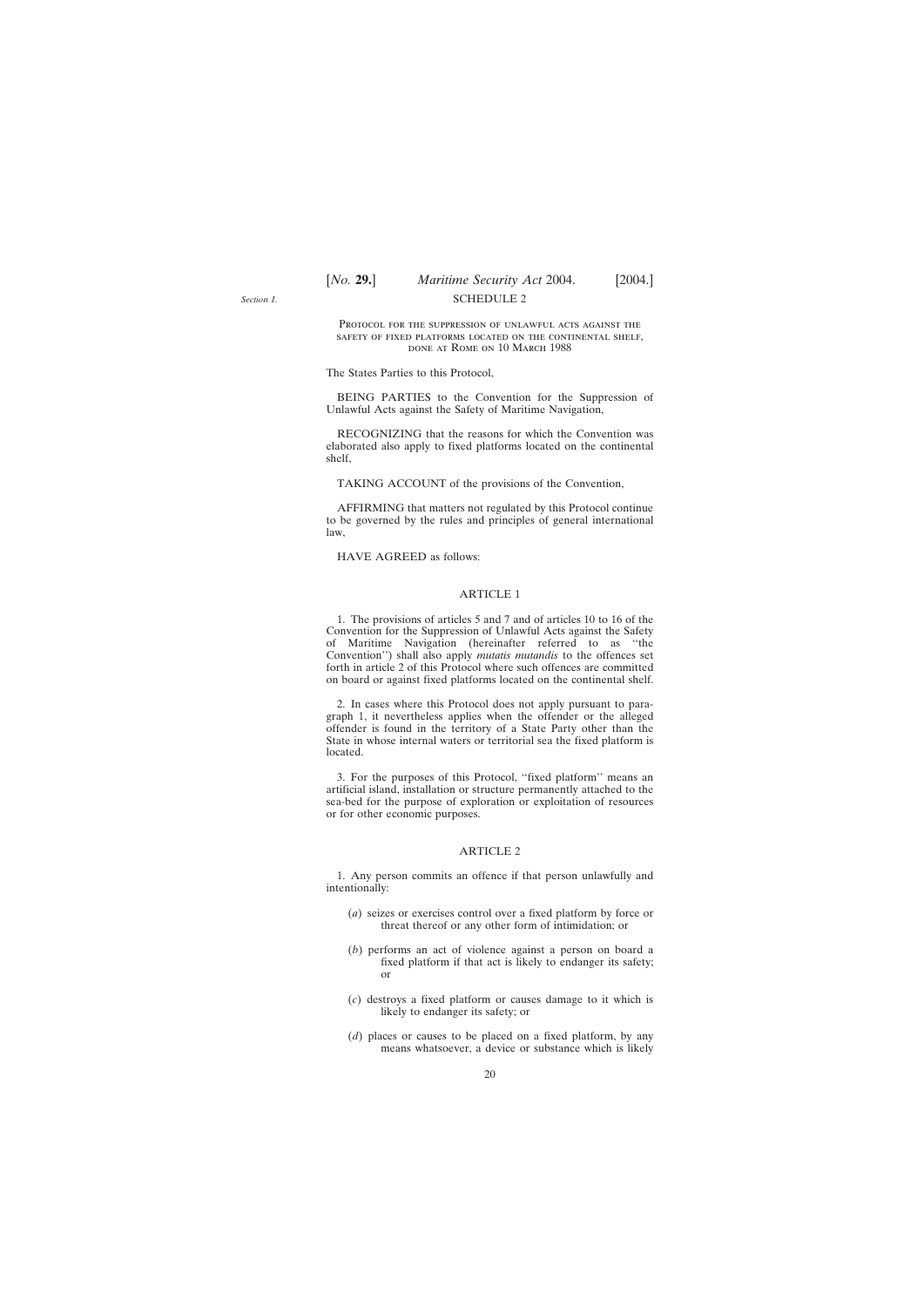## SCHEDULE 2

*Section 1.*

Protocol for the suppression of unlawful acts against the safety of fixed platforms located on the continental shelf, done at Rome on 10 March 1988

The States Parties to this Protocol,

BEING PARTIES to the Convention for the Suppression of Unlawful Acts against the Safety of Maritime Navigation,

RECOGNIZING that the reasons for which the Convention was elaborated also apply to fixed platforms located on the continental shelf,

TAKING ACCOUNT of the provisions of the Convention,

AFFIRMING that matters not regulated by this Protocol continue to be governed by the rules and principles of general international law,

HAVE AGREED as follows:

### ARTICLE 1

1. The provisions of articles 5 and 7 and of articles 10 to 16 of the Convention for the Suppression of Unlawful Acts against the Safety of Maritime Navigation (hereinafter referred to as ''the Convention'') shall also apply *mutatis mutandis* to the offences set forth in article 2 of this Protocol where such offences are committed on board or against fixed platforms located on the continental shelf.

2. In cases where this Protocol does not apply pursuant to paragraph 1, it nevertheless applies when the offender or the alleged offender is found in the territory of a State Party other than the State in whose internal waters or territorial sea the fixed platform is located.

3. For the purposes of this Protocol, ''fixed platform'' means an artificial island, installation or structure permanently attached to the sea-bed for the purpose of exploration or exploitation of resources or for other economic purposes.

### ARTICLE 2

1. Any person commits an offence if that person unlawfully and intentionally:

(*a*) seizes or exercises control over a fixed platform by force or threat thereof or any other form of intimidation; or

(*b*) performs an act of violence against a person on board a fixed platform if that act is likely to endanger its safety; or

(*c*) destroys a fixed platform or causes damage to it which is likely to endanger its safety; or

(*d*) places or causes to be placed on a fixed platform, by any means whatsoever, a device or substance which is likely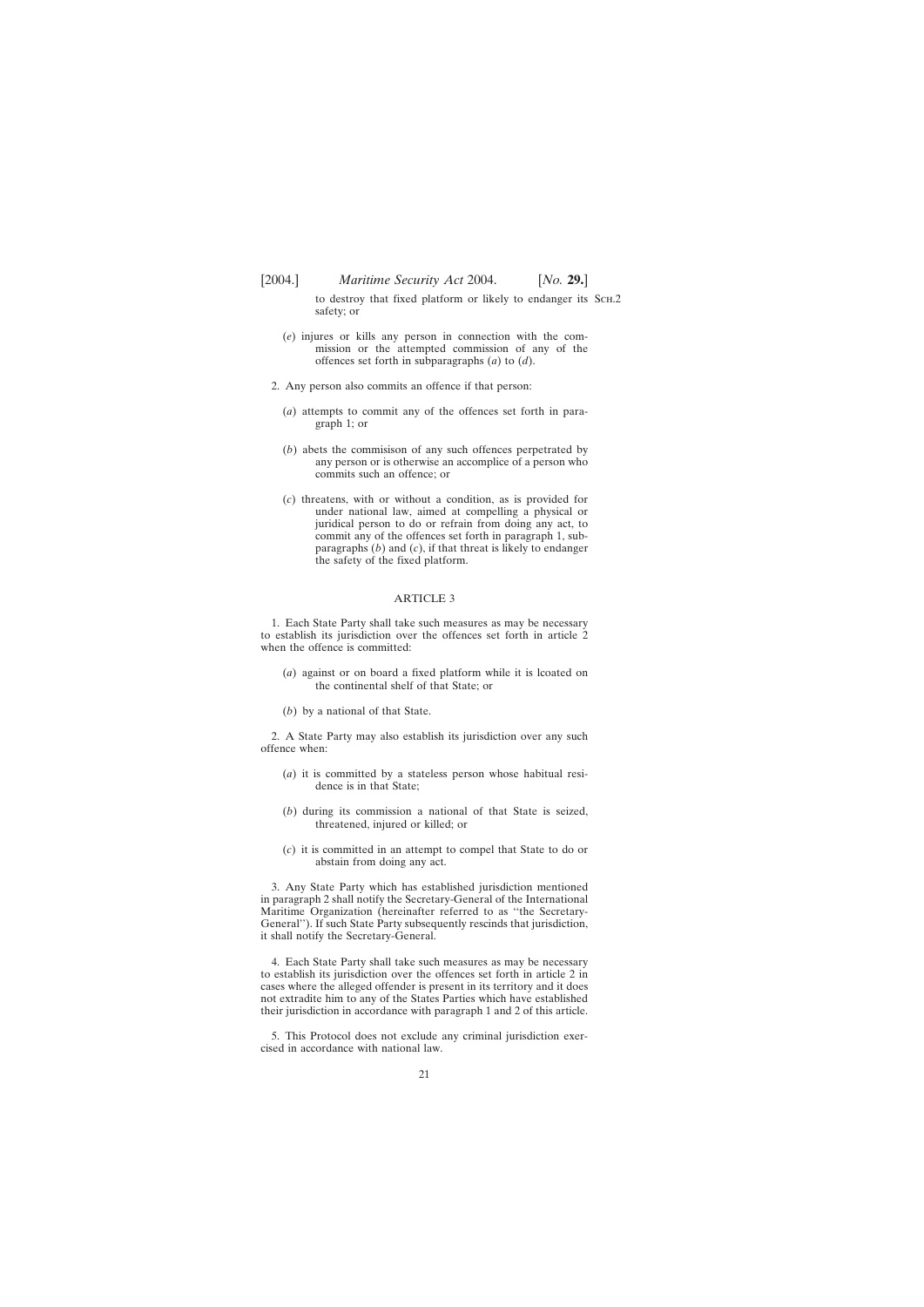to destroy that fixed platform or likely to endanger its safety; or

(*e*) injures or kills any person in connection with the commission or the attempted commission of any of the offences set forth in subparagraphs (*a*) to (*d*).

2. Any person also commits an offence if that person:

(*a*) attempts to commit any of the offences set forth in paragraph 1; or

(*b*) abets the commisison of any such offences perpetrated by any person or is otherwise an accomplice of a person who commits such an offence; or

(*c*) threatens, with or without a condition, as is provided for under national law, aimed at compelling a physical or juridical person to do or refrain from doing any act, to commit any of the offences set forth in paragraph 1, subparagraphs (*b*) and (*c*), if that threat is likely to endanger the safety of the fixed platform.

ARTICLE 3

1. Each State Party shall take such measures as may be necessary to establish its jurisdiction over the offences set forth in article 2 when the offence is committed:

(*a*) against or on board a fixed platform while it is lcoated on the continental shelf of that State; or

(*b*) by a national of that State.

2. A State Party may also establish its jurisdiction over any such offence when:

(*a*) it is committed by a stateless person whose habitual residence is in that State;

(*b*) during its commission a national of that State is seized, threatened, injured or killed; or

(*c*) it is committed in an attempt to compel that State to do or abstain from doing any act.

3. Any State Party which has established jurisdiction mentioned in paragraph 2 shall notify the Secretary-General of the International Maritime Organization (hereinafter referred to as "the Secretary-General"). If such State Party subsequently rescinds that jurisdiction, it shall notify the Secretary-General.

4. Each State Party shall take such measures as may be necessary to establish its jurisdiction over the offences set forth in article 2 in cases where the alleged offender is present in its territory and it does not extradite him to any of the States Parties which have established their jurisdiction in accordance with paragraph 1 and 2 of this article.

5. This Protocol does not exclude any criminal jurisdiction exercised in accordance with national law.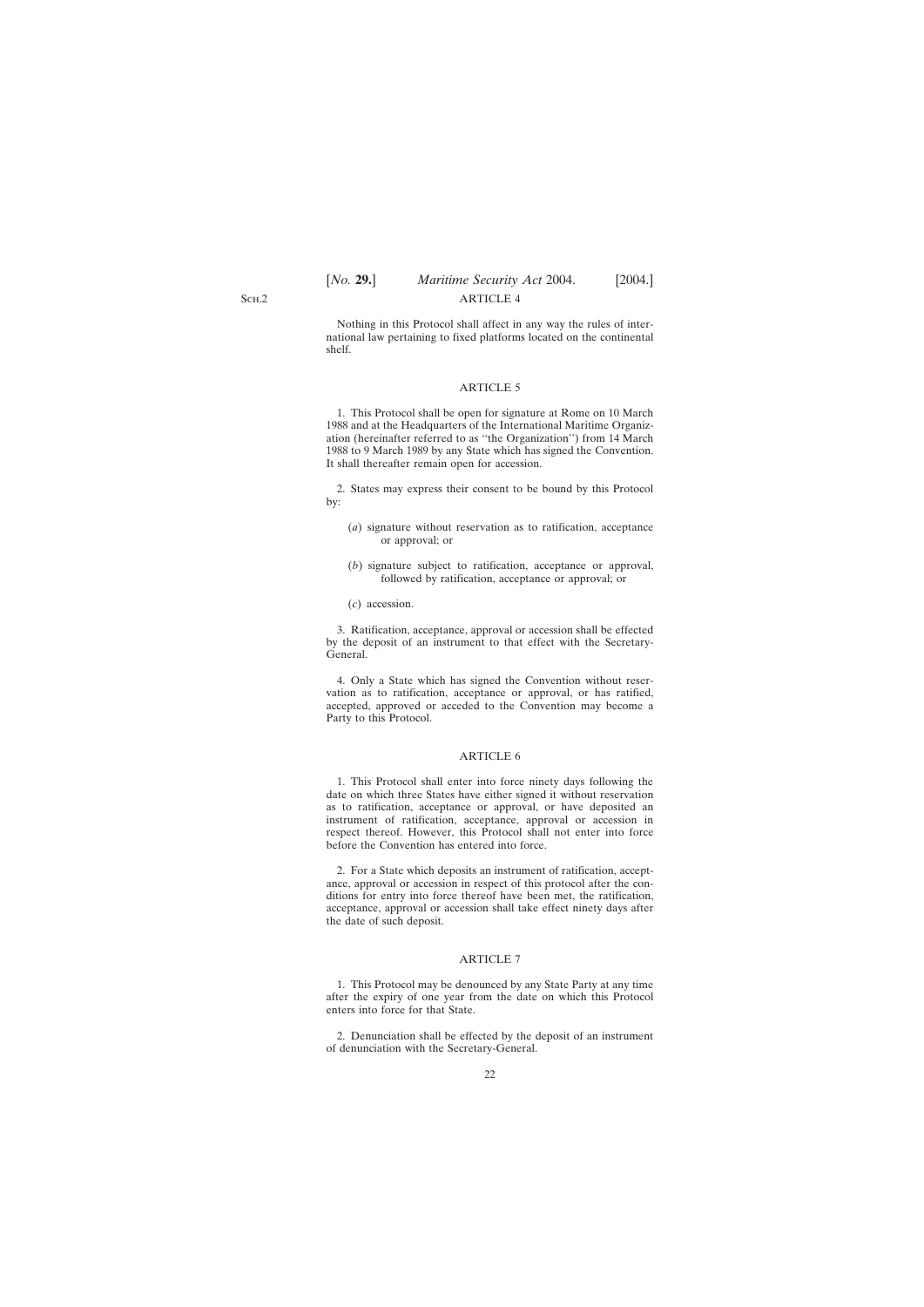## ARTICLE 4

Nothing in this Protocol shall affect in any way the rules of international law pertaining to fixed platforms located on the continental shelf.

## ARTICLE 5

1. This Protocol shall be open for signature at Rome on 10 March 1988 and at the Headquarters of the International Maritime Organization (hereinafter referred to as ''the Organization'') from 14 March 1988 to 9 March 1989 by any State which has signed the Convention. It shall thereafter remain open for accession.

2. States may express their consent to be bound by this Protocol by:

(*a*) signature without reservation as to ratification, acceptance or approval; or

(*b*) signature subject to ratification, acceptance or approval, followed by ratification, acceptance or approval; or

(*c*) accession.

3. Ratification, acceptance, approval or accession shall be effected by the deposit of an instrument to that effect with the Secretary-General.

4. Only a State which has signed the Convention without reservation as to ratification, acceptance or approval, or has ratified, accepted, approved or acceded to the Convention may become a Party to this Protocol.

## ARTICLE 6

1. This Protocol shall enter into force ninety days following the date on which three States have either signed it without reservation as to ratification, acceptance or approval, or have deposited an instrument of ratification, acceptance, approval or accession in respect thereof. However, this Protocol shall not enter into force before the Convention has entered into force.

2. For a State which deposits an instrument of ratification, acceptance, approval or accession in respect of this protocol after the conditions for entry into force thereof have been met, the ratification, acceptance, approval or accession shall take effect ninety days after the date of such deposit.

## ARTICLE 7

1. This Protocol may be denounced by any State Party at any time after the expiry of one year from the date on which this Protocol enters into force for that State.

2. Denunciation shall be effected by the deposit of an instrument of denunciation with the Secretary-General.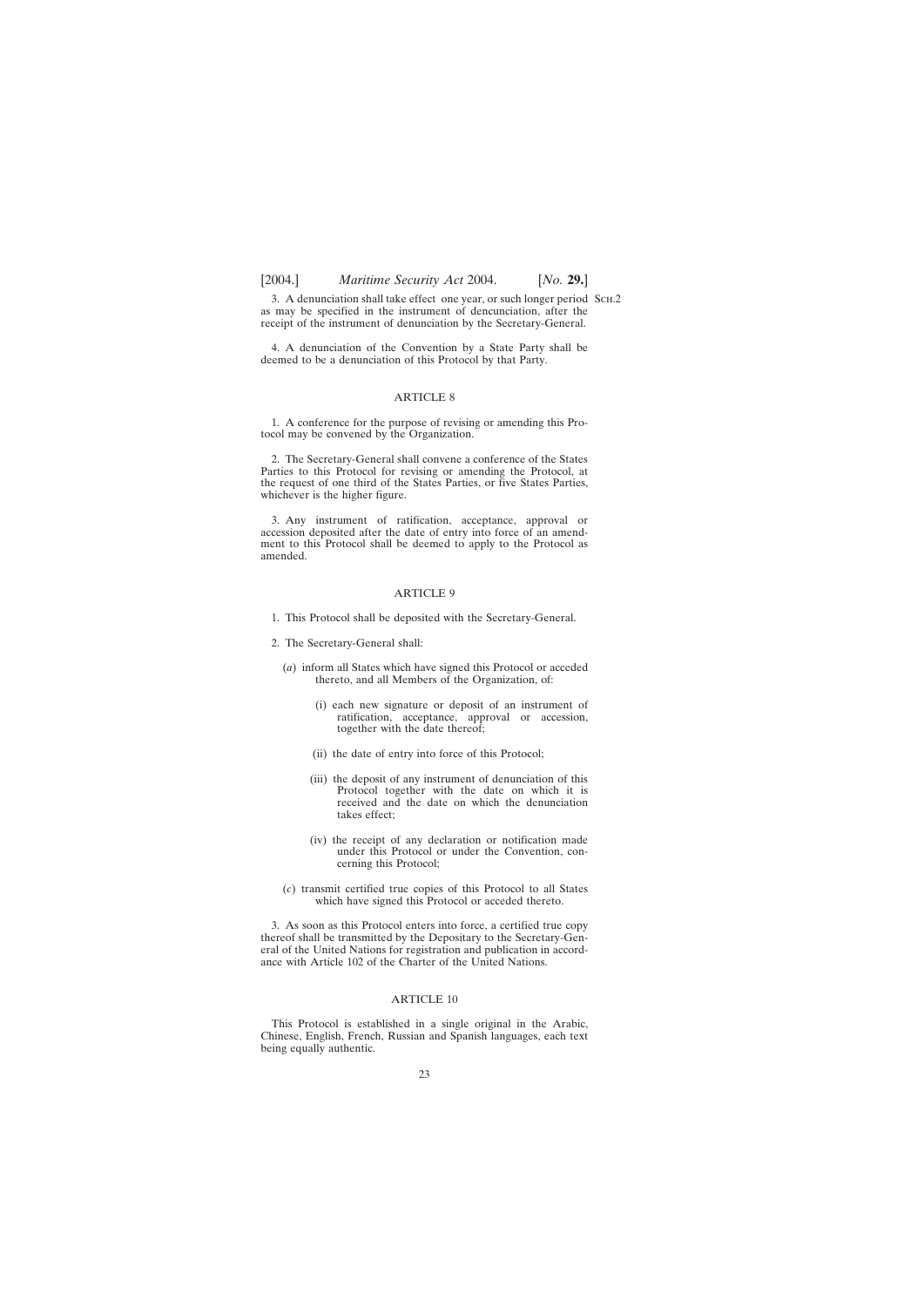3. A denunciation shall take effect one year, or such longer period as may be specified in the instrument of dencunciation, after the receipt of the instrument of denunciation by the Secretary-General.

4. A denunciation of the Convention by a State Party shall be deemed to be a denunciation of this Protocol by that Party.

## ARTICLE 8

1. A conference for the purpose of revising or amending this Protocol may be convened by the Organization.

2. The Secretary-General shall convene a conference of the States Parties to this Protocol for revising or amending the Protocol, at the request of one third of the States Parties, or five States Parties, whichever is the higher figure.

3. Any instrument of ratification, acceptance, approval or accession deposited after the date of entry into force of an amendment to this Protocol shall be deemed to apply to the Protocol as amended.

## ARTICLE 9

1. This Protocol shall be deposited with the Secretary-General.

2. The Secretary-General shall:

(*a*) inform all States which have signed this Protocol or acceded thereto, and all Members of the Organization, of:

(i) each new signature or deposit of an instrument of ratification, acceptance, approval or accession, together with the date thereof;

(ii) the date of entry into force of this Protocol;

(iii) the deposit of any instrument of denunciation of this Protocol together with the date on which it is received and the date on which the denunciation takes effect;

(iv) the receipt of any declaration or notification made under this Protocol or under the Convention, concerning this Protocol;

(*c*) transmit certified true copies of this Protocol to all States which have signed this Protocol or acceded thereto.

3. As soon as this Protocol enters into force, a certified true copy thereof shall be transmitted by the Depositary to the Secretary-General of the United Nations for registration and publication in accordance with Article 102 of the Charter of the United Nations.

## ARTICLE 10

This Protocol is established in a single original in the Arabic, Chinese, English, French, Russian and Spanish languages, each text being equally authentic.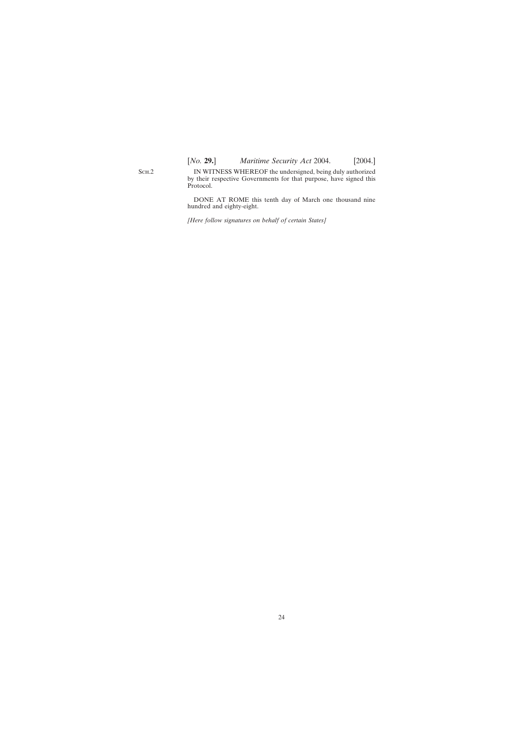Sch.2

IN WITNESS WHEREOF the undersigned, being duly authorized by their respective Governments for that purpose, have signed this Protocol.

DONE AT ROME this tenth day of March one thousand nine hundred and eighty-eight.

*[Here follow signatures on behalf of certain States]*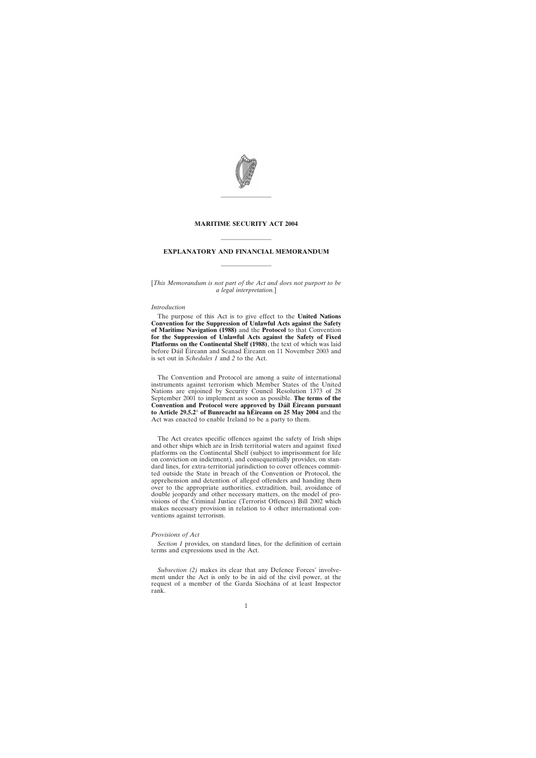# MARITIME SECURITY ACT 2004

## EXPLANATORY AND FINANCIAL MEMORANDUM

[*This Memorandum is not part of the Act and does not purport to be a legal interpretation.*]

*Introduction*

The purpose of this Act is to give effect to the **United Nations Convention for the Suppression of Unlawful Acts against the Safety of Maritime Navigation (1988)** and the **Protocol** to that Convention **for the Suppression of Unlawful Acts against the Safety of Fixed Platforms on the Continental Shelf (1988)**, the text of which was laid before Dáil Éireann and Seanad Éireann on 11 November 2003 and is set out in *Schedules 1* and *2* to the Act.

The Convention and Protocol are among a suite of international instruments against terrorism which Member States of the United Nations are enjoined by Security Council Resolution 1373 of 28 September 2001 to implement as soon as possible. **The terms of the Convention and Protocol were approved by Dáil Éireann pursuant to Article 29.5.2° of Bunreacht na hÉireann on 25 May 2004** and the Act was enacted to enable Ireland to be a party to them.

The Act creates specific offences against the safety of Irish ships and other ships which are in Irish territorial waters and against fixed platforms on the Continental Shelf (subject to imprisonment for life on conviction on indictment), and consequentially provides, on standard lines, for extra-territorial jurisdiction to cover offences committed outside the State in breach of the Convention or Protocol, the apprehension and detention of alleged offenders and handing them over to the appropriate authorities, extradition, bail, avoidance of double jeopardy and other necessary matters, on the model of provisions of the Criminal Justice (Terrorist Offences) Bill 2002 which makes necessary provision in relation to 4 other international conventions against terrorism.

*Provisions of Act*

*Section 1* provides, on standard lines, for the definition of certain terms and expressions used in the Act.

*Subsection (2)* makes its clear that any Defence Forces' involvement under the Act is only to be in aid of the civil power, at the request of a member of the Garda Síochána of at least Inspector rank.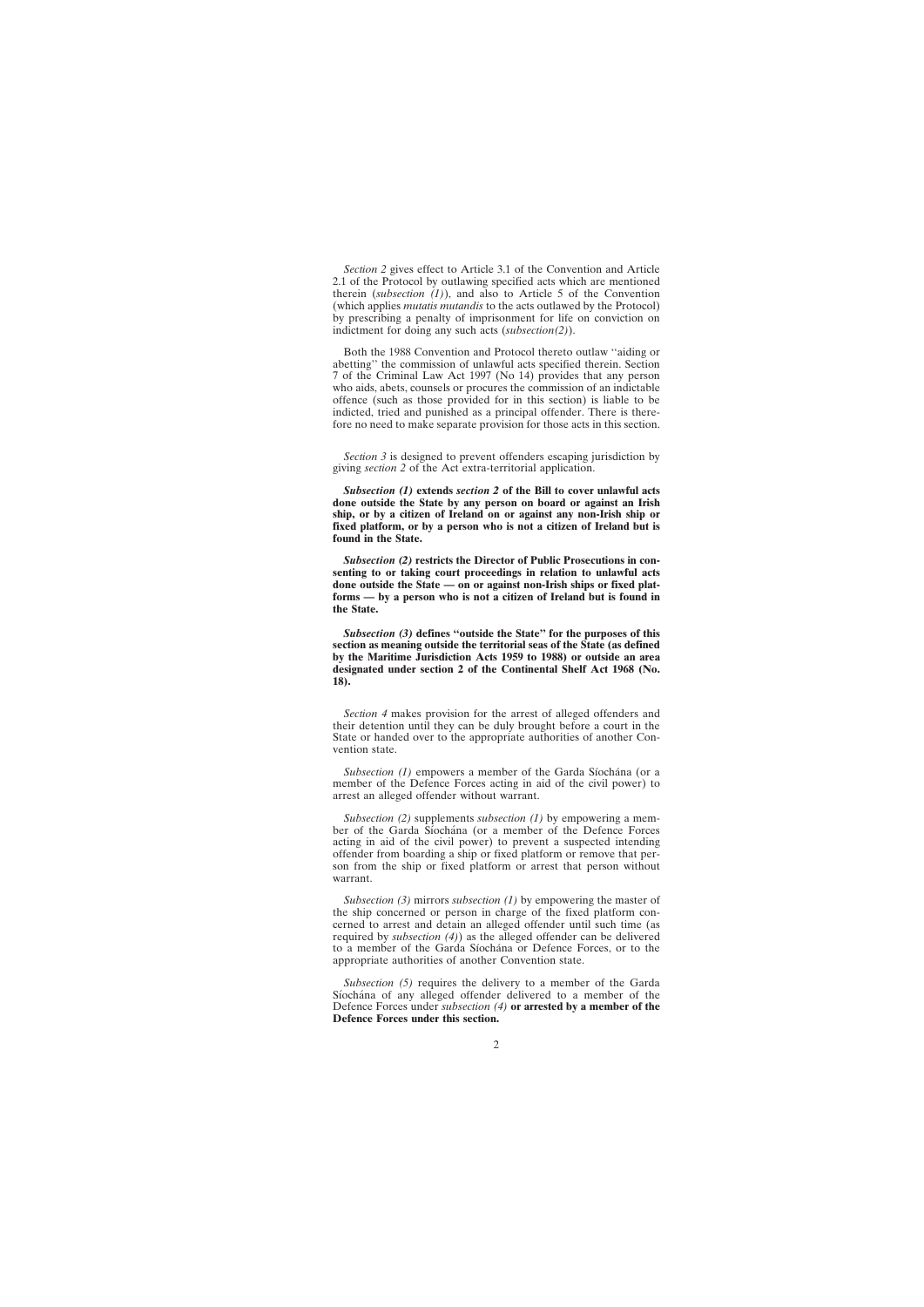*Section 2* gives effect to Article 3.1 of the Convention and Article 2.1 of the Protocol by outlawing specified acts which are mentioned therein (*subsection (1)*), and also to Article 5 of the Convention (which applies *mutatis mutandis* to the acts outlawed by the Protocol) by prescribing a penalty of imprisonment for life on conviction on indictment for doing any such acts (*subsection(2)*).

Both the 1988 Convention and Protocol thereto outlaw ''aiding or abetting'' the commission of unlawful acts specified therein. Section 7 of the Criminal Law Act 1997 (No 14) provides that any person who aids, abets, counsels or procures the commission of an indictable offence (such as those provided for in this section) is liable to be indicted, tried and punished as a principal offender. There is therefore no need to make separate provision for those acts in this section.

*Section 3* is designed to prevent offenders escaping jurisdiction by giving *section 2* of the Act extra-territorial application.

***Subsection (1)* extends *section 2* of the Bill to cover unlawful acts done outside the State by any person on board or against an Irish ship, or by a citizen of Ireland on or against any non-Irish ship or fixed platform, or by a person who is not a citizen of Ireland but is found in the State.**

***Subsection (2)* restricts the Director of Public Prosecutions in consenting to or taking court proceedings in relation to unlawful acts done outside the State — on or against non-Irish ships or fixed platforms — by a person who is not a citizen of Ireland but is found in the State.**

***Subsection (3)* defines ''outside the State'' for the purposes of this section as meaning outside the territorial seas of the State (as defined by the Maritime Jurisdiction Acts 1959 to 1988) or outside an area designated under section 2 of the Continental Shelf Act 1968 (No. 18).**

*Section 4* makes provision for the arrest of alleged offenders and their detention until they can be duly brought before a court in the State or handed over to the appropriate authorities of another Convention state.

*Subsection (1)* empowers a member of the Garda Síochána (or a member of the Defence Forces acting in aid of the civil power) to arrest an alleged offender without warrant.

*Subsection (2)* supplements *subsection (1)* by empowering a member of the Garda Síochána (or a member of the Defence Forces acting in aid of the civil power) to prevent a suspected intending offender from boarding a ship or fixed platform or remove that person from the ship or fixed platform or arrest that person without warrant.

*Subsection (3)* mirrors *subsection (1)* by empowering the master of the ship concerned or person in charge of the fixed platform concerned to arrest and detain an alleged offender until such time (as required by *subsection (4)*) as the alleged offender can be delivered to a member of the Garda Síochána or Defence Forces, or to the appropriate authorities of another Convention state.

*Subsection (5)* requires the delivery to a member of the Garda Síochána of any alleged offender delivered to a member of the Defence Forces under *subsection (4)* **or arrested by a member of the Defence Forces under this section.**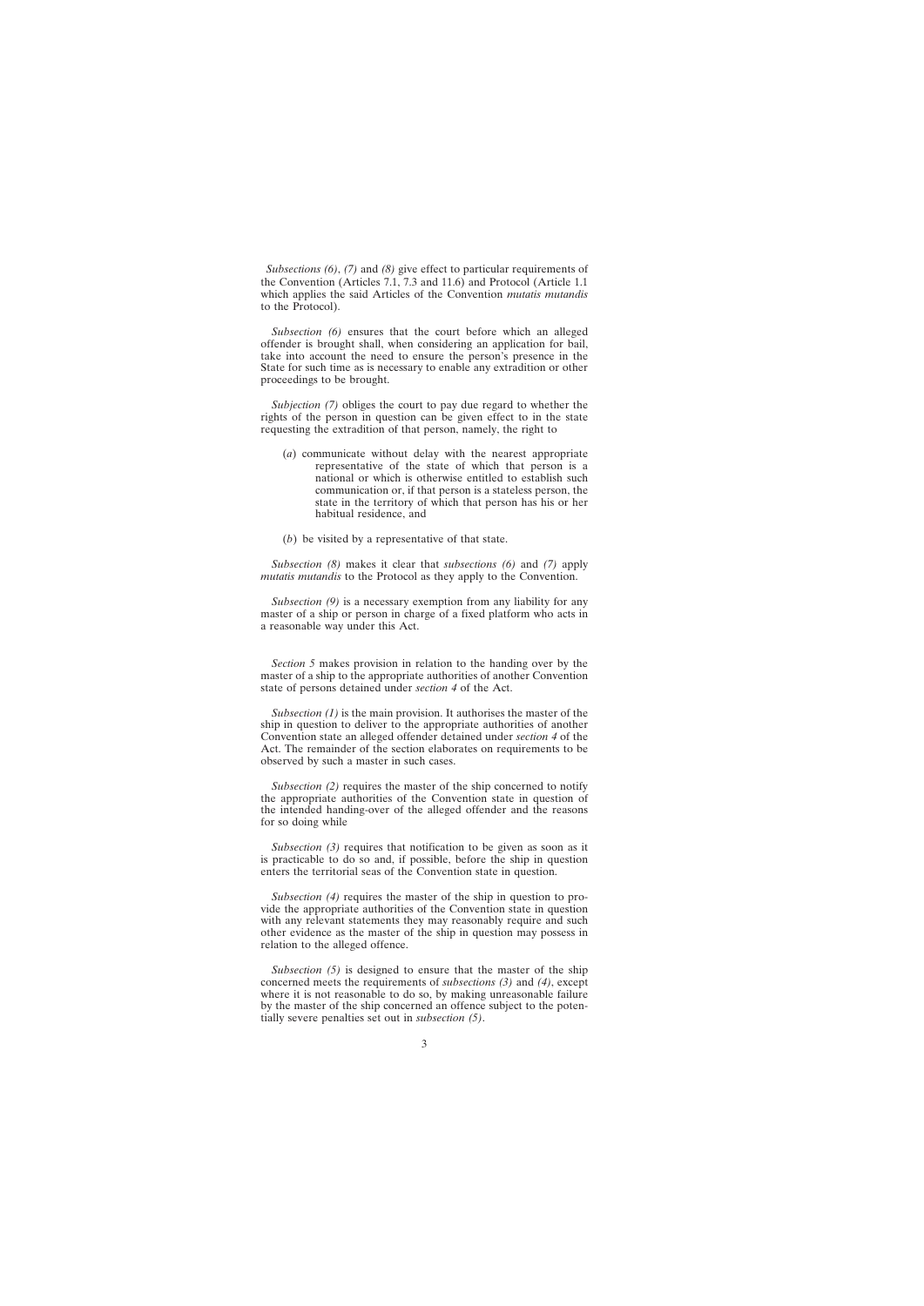*Subsections (6)*, *(7)* and *(8)* give effect to particular requirements of the Convention (Articles 7.1, 7.3 and 11.6) and Protocol (Article 1.1 which applies the said Articles of the Convention *mutatis mutandis* to the Protocol).

*Subsection (6)* ensures that the court before which an alleged offender is brought shall, when considering an application for bail, take into account the need to ensure the person's presence in the State for such time as is necessary to enable any extradition or other proceedings to be brought.

*Subjection (7)* obliges the court to pay due regard to whether the rights of the person in question can be given effect to in the state requesting the extradition of that person, namely, the right to

(*a*) communicate without delay with the nearest appropriate representative of the state of which that person is a national or which is otherwise entitled to establish such communication or, if that person is a stateless person, the state in the territory of which that person has his or her habitual residence, and

(*b*) be visited by a representative of that state.

*Subsection (8)* makes it clear that *subsections (6)* and *(7)* apply *mutatis mutandis* to the Protocol as they apply to the Convention.

*Subsection (9)* is a necessary exemption from any liability for any master of a ship or person in charge of a fixed platform who acts in a reasonable way under this Act.

*Section 5* makes provision in relation to the handing over by the master of a ship to the appropriate authorities of another Convention state of persons detained under *section 4* of the Act.

*Subsection (1)* is the main provision. It authorises the master of the ship in question to deliver to the appropriate authorities of another Convention state an alleged offender detained under *section 4* of the Act. The remainder of the section elaborates on requirements to be observed by such a master in such cases.

*Subsection (2)* requires the master of the ship concerned to notify the appropriate authorities of the Convention state in question of the intended handing-over of the alleged offender and the reasons for so doing while

*Subsection (3)* requires that notification to be given as soon as it is practicable to do so and, if possible, before the ship in question enters the territorial seas of the Convention state in question.

*Subsection (4)* requires the master of the ship in question to provide the appropriate authorities of the Convention state in question with any relevant statements they may reasonably require and such other evidence as the master of the ship in question may possess in relation to the alleged offence.

*Subsection (5)* is designed to ensure that the master of the ship concerned meets the requirements of *subsections (3)* and *(4)*, except where it is not reasonable to do so, by making unreasonable failure by the master of the ship concerned an offence subject to the potentially severe penalties set out in *subsection (5)*.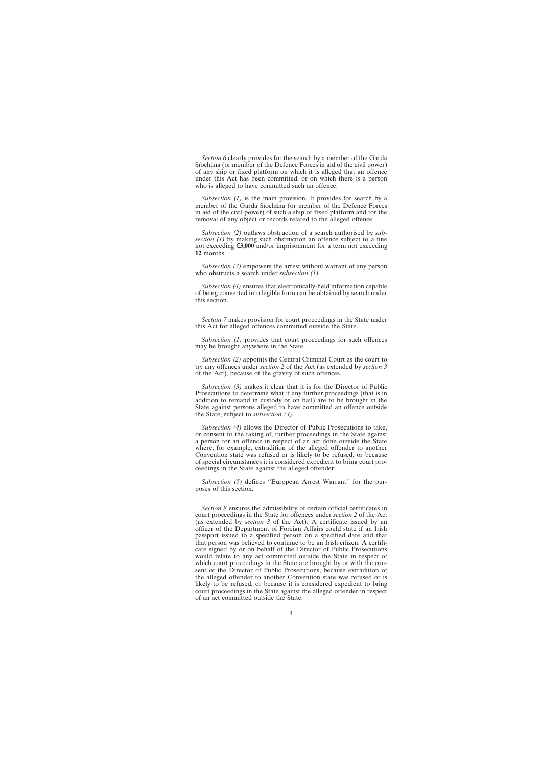*Section 6* clearly provides for the search by a member of the Garda Síochána (or member of the Defence Forces in aid of the civil power) of any ship or fixed platform on which it is alleged that an offence under this Act has been committed, or on which there is a person who is alleged to have committed such an offence.

*Subsection (1)* is the main provision. It provides for search by a member of the Garda Síochána (or member of the Defence Forces in aid of the civil power) of such a ship or fixed platform and for the removal of any object or records related to the alleged offence.

*Subsection (2)* outlaws obstruction of a search authorised by *subsection (1)* by making such obstruction an offence subject to a fine not exceeding **€3,000** and/or imprisonment for a term not exceeding **12** months.

*Subsection (3)* empowers the arrest without warrant of any person who obstructs a search under *subsection (1)*.

*Subsection (4)* ensures that electronically-held information capable of being converted into legible form can be obtained by search under this section.

*Section 7* makes provision for court proceedings in the State under this Act for alleged offences committed outside the State.

*Subsection (1)* provides that court proceedings for such offences may be brought anywhere in the State.

*Subsection (2)* appoints the Central Criminal Court as the court to try any offences under *section 2* of the Act (as extended by *section 3* of the Act), because of the gravity of such offences.

*Subsection (3)* makes it clear that it is for the Director of Public Prosecutions to determine what if any further proceedings (that is in addition to remand in custody or on bail) are to be brought in the State against persons alleged to have committed an offence outside the State, subject to *subsection (4)*.

*Subsection (4)* allows the Director of Public Prosecutions to take, or consent to the taking of, further proceedings in the State against a person for an offence in respect of an act done outside the State where, for example, extradition of the alleged offender to another Convention state was refused or is likely to be refused, or because of special circumstances it is considered expedient to bring court proceedings in the State against the alleged offender.

*Subsection (5)* defines ''European Arrest Warrant'' for the purposes of this section.

*Section 8* ensures the admissibility of certain official certificates in court proceedings in the State for offences under *section 2* of the Act (as extended by *section 3* of the Act). A certificate issued by an officer of the Department of Foreign Affairs could state if an Irish passport issued to a specified person on a specified date and that that person was believed to continue to be an Irish citizen. A certificate signed by or on behalf of the Director of Public Prosecutions would relate to any act committed outside the State in respect of which court proceedings in the State are brought by or with the consent of the Director of Public Prosecutions, because extradition of the alleged offender to another Convention state was refused or is likely to be refused, or because it is considered expedient to bring court proceedings in the State against the alleged offender in respect of an act committed outside the State.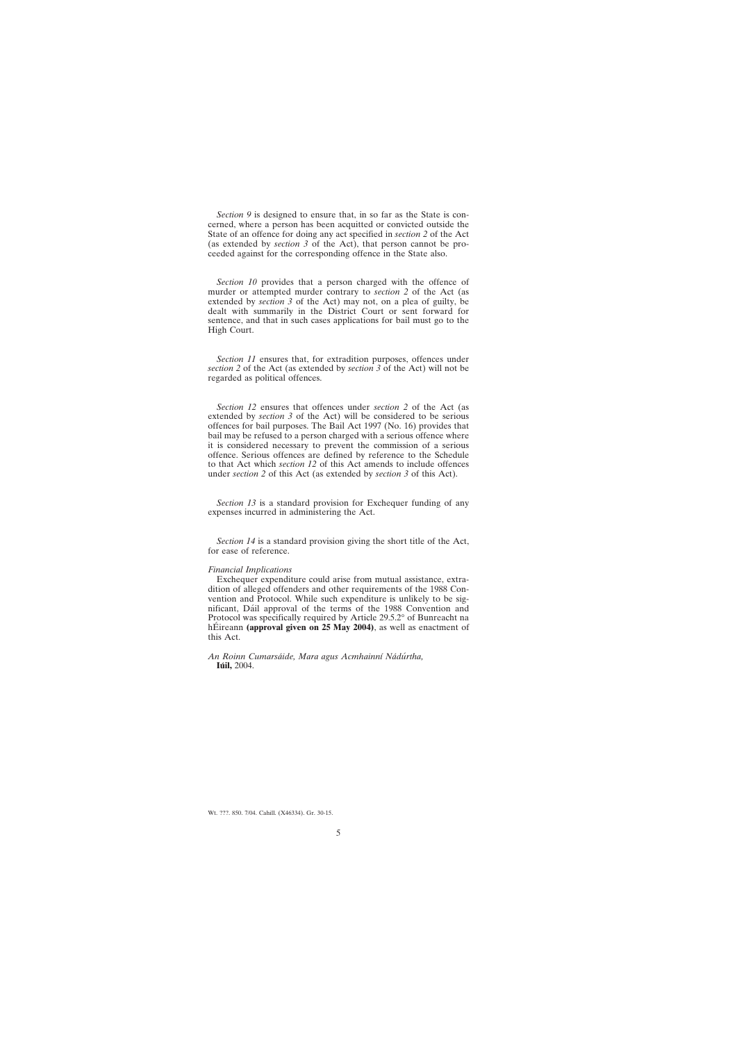*Section 9* is designed to ensure that, in so far as the State is concerned, where a person has been acquitted or convicted outside the State of an offence for doing any act specified in *section 2* of the Act (as extended by *section 3* of the Act), that person cannot be proceeded against for the corresponding offence in the State also.

*Section 10* provides that a person charged with the offence of murder or attempted murder contrary to *section 2* of the Act (as extended by *section 3* of the Act) may not, on a plea of guilty, be dealt with summarily in the District Court or sent forward for sentence, and that in such cases applications for bail must go to the High Court.

*Section 11* ensures that, for extradition purposes, offences under *section 2* of the Act (as extended by *section 3* of the Act) will not be regarded as political offences.

*Section 12* ensures that offences under *section 2* of the Act (as extended by *section 3* of the Act) will be considered to be serious offences for bail purposes. The Bail Act 1997 (No. 16) provides that bail may be refused to a person charged with a serious offence where it is considered necessary to prevent the commission of a serious offence. Serious offences are defined by reference to the Schedule to that Act which *section 12* of this Act amends to include offences under *section 2* of this Act (as extended by *section 3* of this Act).

*Section 13* is a standard provision for Exchequer funding of any expenses incurred in administering the Act.

*Section 14* is a standard provision giving the short title of the Act, for ease of reference.

*Financial Implications*

Exchequer expenditure could arise from mutual assistance, extradition of alleged offenders and other requirements of the 1988 Convention and Protocol. While such expenditure is unlikely to be significant, Dáil approval of the terms of the 1988 Convention and Protocol was specifically required by Article 29.5.2° of Bunreacht na hÉireann **(approval given on 25 May 2004)**, as well as enactment of this Act.

*An Roinn Cumarsáide, Mara agus Acmhainní Nádúrtha,*
**Iúil,** 2004.

Wt. ???. 850. 7/04. Cahill. (X46334). Gr. 30-15.